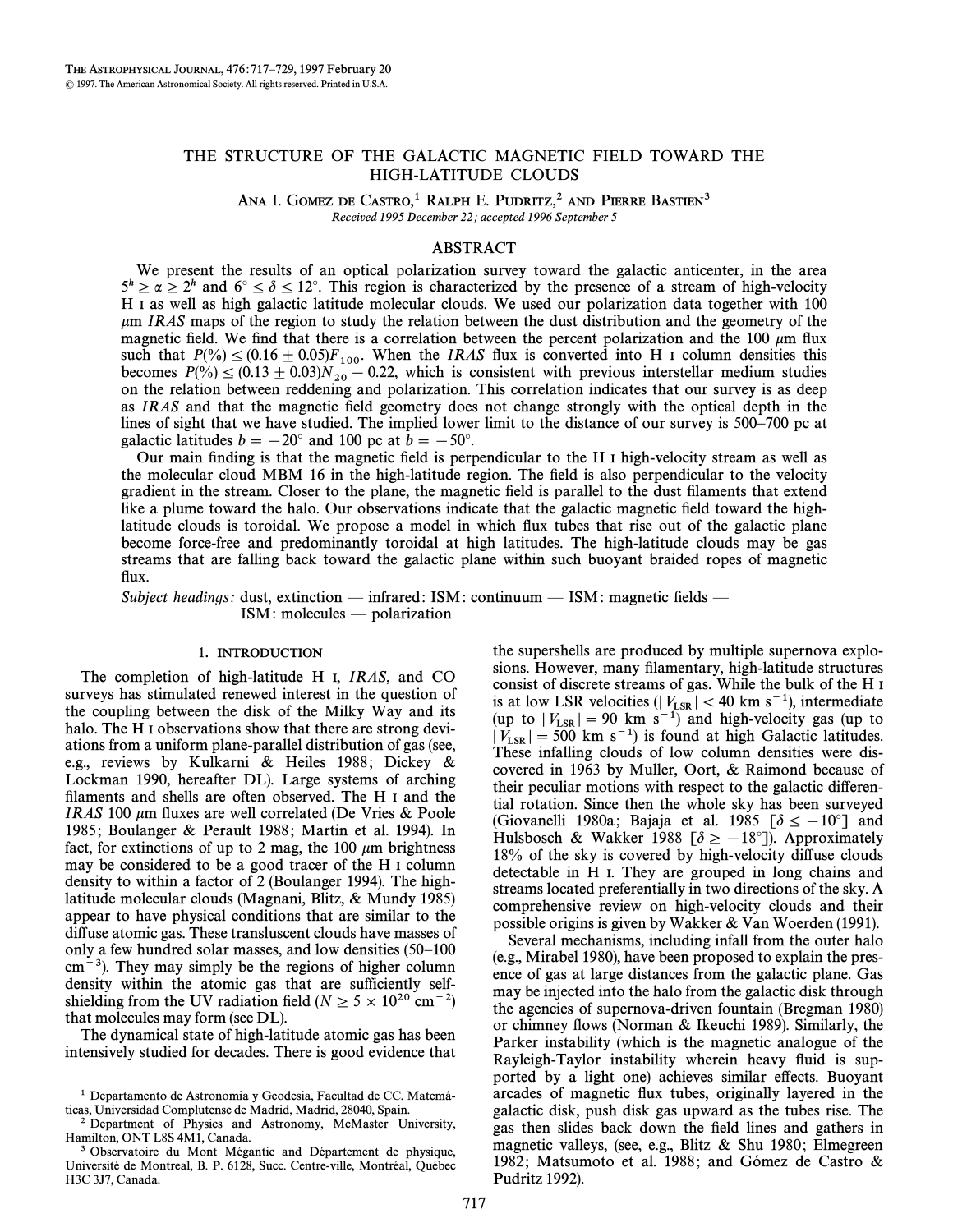# THE STRUCTURE OF THE GALACTIC MAGNETIC FIELD TOWARD THE HIGH-LATITUDE CLOUDS

Ana I. Gomez de Castro,[1] Ralph E. Pudritz,[2] and Pierre Bastien[3]

*Received 1995 December 22; accepted 1996 September 5*

## ABSTRACT

We present the results of an optical polarization survey toward the galactic anticenter, in the area $5^h \geq \alpha \geq 2^h$ and $6° \leq \delta \leq 12°$. This region is characterized by the presence of a stream of high-velocity H I as well as high galactic latitude molecular clouds. We used our polarization data together with 100 $\mu$m *IRAS* maps of the region to study the relation between the dust distribution and the geometry of the magnetic field. We find that there is a correlation between the percent polarization and the 100 $\mu$m flux such that $P(\%) \leq (0.16 \pm 0.05)F_{100}$. When the *IRAS* flux is converted into H I column densities this becomes $P(\%) \leq (0.13 \pm 0.03)N_{20} - 0.22$, which is consistent with previous interstellar medium studies on the relation between reddening and polarization. This correlation indicates that our survey is as deep as *IRAS* and that the magnetic field geometry does not change strongly with the optical depth in the lines of sight that we have studied. The implied lower limit to the distance of our survey is 500–700 pc at galactic latitudes $b = -20°$ and 100 pc at $b = -50°$.

Our main finding is that the magnetic field is perpendicular to the H I high-velocity stream as well as the molecular cloud MBM 16 in the high-latitude region. The field is also perpendicular to the velocity gradient in the stream. Closer to the plane, the magnetic field is parallel to the dust filaments that extend like a plume toward the halo. Our observations indicate that the galactic magnetic field toward the high-latitude clouds is toroidal. We propose a model in which flux tubes that rise out of the galactic plane become force-free and predominantly toroidal at high latitudes. The high-latitude clouds may be gas streams that are falling back toward the galactic plane within such buoyant braided ropes of magnetic flux.

*Subject headings:* dust, extinction — infrared: ISM: continuum — ISM: magnetic fields — ISM: molecules — polarization

## 1. INTRODUCTION

The completion of high-latitude H I, *IRAS*, and CO surveys has stimulated renewed interest in the question of the coupling between the disk of the Milky Way and its halo. The H I observations show that there are strong deviations from a uniform plane-parallel distribution of gas (see, e.g., reviews by Kulkarni & Heiles 1988; Dickey & Lockman 1990, hereafter DL). Large systems of arching filaments and shells are often observed. The H I and the *IRAS* 100 $\mu$m fluxes are well correlated (De Vries & Poole 1985; Boulanger & Perault 1988; Martin et al. 1994). In fact, for extinctions of up to 2 mag, the 100 $\mu$m brightness may be considered to be a good tracer of the H I column density to within a factor of 2 (Boulanger 1994). The high-latitude molecular clouds (Magnani, Blitz, & Mundy 1985) appear to have physical conditions that are similar to the diffuse atomic gas. These transluscent clouds have masses of only a few hundred solar masses, and low densities (50–100 $\mathrm{cm^{-3}}$). They may simply be the regions of higher column density within the atomic gas that are sufficiently self-shielding from the UV radiation field ($N \geq 5 \times 10^{20}\ \mathrm{cm^{-2}}$) that molecules may form (see DL).

The dynamical state of high-latitude atomic gas has been intensively studied for decades. There is good evidence that the supershells are produced by multiple supernova explosions. However, many filamentary, high-latitude structures consist of discrete streams of gas. While the bulk of the H I is at low LSR velocities ($|V_{\rm LSR}| < 40\ \mathrm{km\ s^{-1}}$), intermediate (up to $|V_{\rm LSR}| = 90\ \mathrm{km\ s^{-1}}$) and high-velocity gas (up to $|V_{\rm LSR}| = 500\ \mathrm{km\ s^{-1}}$) is found at high Galactic latitudes. These infalling clouds of low column densities were discovered in 1963 by Muller, Oort, & Raimond because of their peculiar motions with respect to the galactic differential rotation. Since then the whole sky has been surveyed (Giovanelli 1980a; Bajaja et al. 1985 [$\delta \leq -10°$] and Hulsbosch & Wakker 1988 [$\delta \geq -18°$]). Approximately 18% of the sky is covered by high-velocity diffuse clouds detectable in H I. They are grouped in long chains and streams located preferentially in two directions of the sky. A comprehensive review on high-velocity clouds and their possible origins is given by Wakker & Van Woerden (1991).

Several mechanisms, including infall from the outer halo (e.g., Mirabel 1980), have been proposed to explain the presence of gas at large distances from the galactic plane. Gas may be injected into the halo from the galactic disk through the agencies of supernova-driven fountain (Bregman 1980) or chimney flows (Norman & Ikeuchi 1989). Similarly, the Parker instability (which is the magnetic analogue of the Rayleigh-Taylor instability wherein heavy fluid is supported by a light one) achieves similar effects. Buoyant arcades of magnetic flux tubes, originally layered in the galactic disk, push disk gas upward as the tubes rise. The gas then slides back down the field lines and gathers in magnetic valleys, (see, e.g., Blitz & Shu 1980; Elmegreen 1982; Matsumoto et al. 1988; and Gómez de Castro & Pudritz 1992).

---

[1] Departamento de Astronomia y Geodesia, Facultad de CC. Matemáticas, Universidad Complutense de Madrid, Madrid, 28040, Spain.

[2] Department of Physics and Astronomy, McMaster University, Hamilton, ONT L8S 4M1, Canada.

[3] Observatoire du Mont Mégantic and Département de physique, Université de Montreal, B. P. 6128, Succ. Centre-ville, Montréal, Québec H3C 3J7, Canada.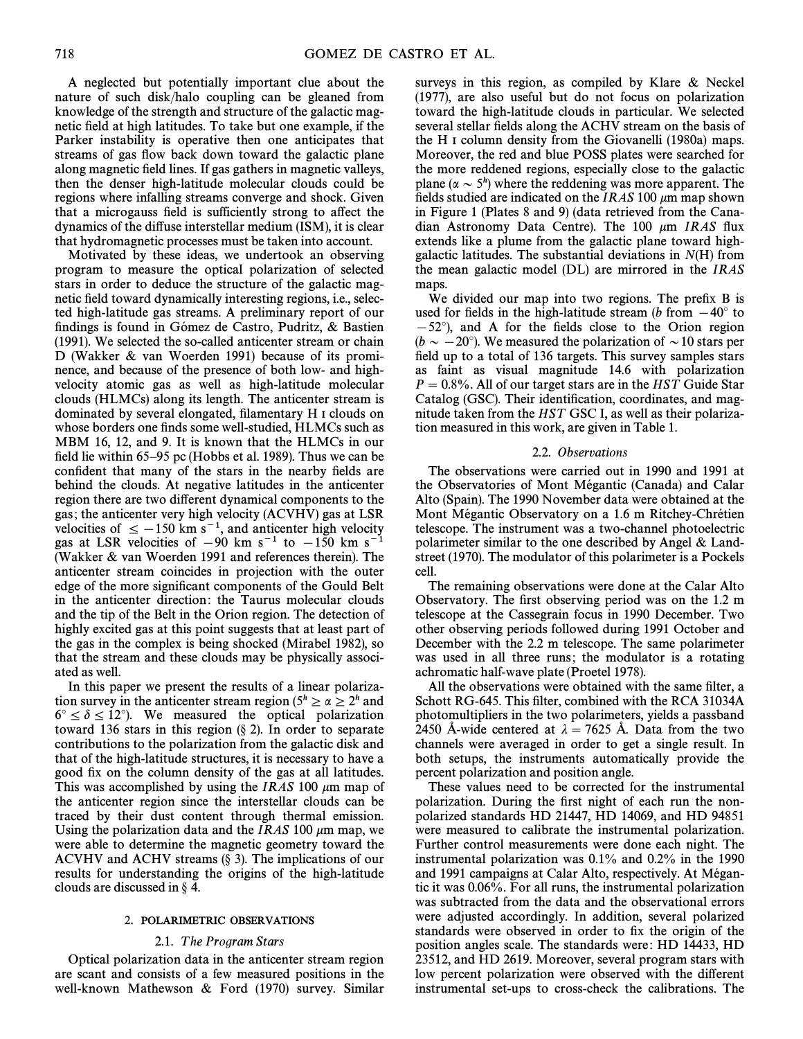A neglected but potentially important clue about the nature of such disk/halo coupling can be gleaned from knowledge of the strength and structure of the galactic magnetic field at high latitudes. To take but one example, if the Parker instability is operative then one anticipates that streams of gas flow back down toward the galactic plane along magnetic field lines. If gas gathers in magnetic valleys, then the denser high-latitude molecular clouds could be regions where infalling streams converge and shock. Given that a microgauss field is sufficiently strong to affect the dynamics of the diffuse interstellar medium (ISM), it is clear that hydromagnetic processes must be taken into account.

Motivated by these ideas, we undertook an observing program to measure the optical polarization of selected stars in order to deduce the structure of the galactic magnetic field toward dynamically interesting regions, i.e., selected high-latitude gas streams. A preliminary report of our findings is found in Gómez de Castro, Pudritz, & Bastien (1991). We selected the so-called anticenter stream or chain D (Wakker & van Woerden 1991) because of its prominence, and because of the presence of both low- and high-velocity atomic gas as well as high-latitude molecular clouds (HLMCs) along its length. The anticenter stream is dominated by several elongated, filamentary H I clouds on whose borders one finds some well-studied, HLMCs such as MBM 16, 12, and 9. It is known that the HLMCs in our field lie within 65–95 pc (Hobbs et al. 1989). Thus we can be confident that many of the stars in the nearby fields are behind the clouds. At negative latitudes in the anticenter region there are two different dynamical components to the gas; the anticenter very high velocity (ACVHV) gas at LSR velocities of $\leq -150$ km s$^{-1}$, and anticenter high velocity gas at LSR velocities of $-90$ km s$^{-1}$ to $-150$ km s$^{-1}$ (Wakker & van Woerden 1991 and references therein). The anticenter stream coincides in projection with the outer edge of the more significant components of the Gould Belt in the anticenter direction: the Taurus molecular clouds and the tip of the Belt in the Orion region. The detection of highly excited gas at this point suggests that at least part of the gas in the complex is being shocked (Mirabel 1982), so that the stream and these clouds may be physically associated as well.

In this paper we present the results of a linear polarization survey in the anticenter stream region ($5^h \geq \alpha \geq 2^h$ and $6° \leq \delta \leq 12°$). We measured the optical polarization toward 136 stars in this region (§ 2). In order to separate contributions to the polarization from the galactic disk and that of the high-latitude structures, it is necessary to have a good fix on the column density of the gas at all latitudes. This was accomplished by using the *IRAS* 100 $\mu$m map of the anticenter region since the interstellar clouds can be traced by their dust content through thermal emission. Using the polarization data and the *IRAS* 100 $\mu$m map, we were able to determine the magnetic geometry toward the ACVHV and ACHV streams (§ 3). The implications of our results for understanding the origins of the high-latitude clouds are discussed in § 4.

## 2. POLARIMETRIC OBSERVATIONS

### 2.1. *The Program Stars*

Optical polarization data in the anticenter stream region are scant and consists of a few measured positions in the well-known Mathewson & Ford (1970) survey. Similar surveys in this region, as compiled by Klare & Neckel (1977), are also useful but do not focus on polarization toward the high-latitude clouds in particular. We selected several stellar fields along the ACHV stream on the basis of the H I column density from the Giovanelli (1980a) maps. Moreover, the red and blue POSS plates were searched for the more reddened regions, especially close to the galactic plane ($\alpha \sim 5^h$) where the reddening was more apparent. The fields studied are indicated on the *IRAS* 100 $\mu$m map shown in Figure 1 (Plates 8 and 9) (data retrieved from the Canadian Astronomy Data Centre). The 100 $\mu$m *IRAS* flux extends like a plume from the galactic plane toward high-galactic latitudes. The substantial deviations in $N$(H) from the mean galactic model (DL) are mirrored in the *IRAS* maps.

We divided our map into two regions. The prefix B is used for fields in the high-latitude stream ($b$ from $-40°$ to $-52°$), and A for the fields close to the Orion region ($b \sim -20°$). We measured the polarization of $\sim 10$ stars per field up to a total of 136 targets. This survey samples stars as faint as visual magnitude 14.6 with polarization $P = 0.8\%$. All of our target stars are in the *HST* Guide Star Catalog (GSC). Their identification, coordinates, and magnitude taken from the *HST* GSC I, as well as their polarization measured in this work, are given in Table 1.

### 2.2. *Observations*

The observations were carried out in 1990 and 1991 at the Observatories of Mont Mégantic (Canada) and Calar Alto (Spain). The 1990 November data were obtained at the Mont Mégantic Observatory on a 1.6 m Ritchey-Chrétien telescope. The instrument was a two-channel photoelectric polarimeter similar to the one described by Angel & Landstreet (1970). The modulator of this polarimeter is a Pockels cell.

The remaining observations were done at the Calar Alto Observatory. The first observing period was on the 1.2 m telescope at the Cassegrain focus in 1990 December. Two other observing periods followed during 1991 October and December with the 2.2 m telescope. The same polarimeter was used in all three runs; the modulator is a rotating achromatic half-wave plate (Proetel 1978).

All the observations were obtained with the same filter, a Schott RG-645. This filter, combined with the RCA 31034A photomultipliers in the two polarimeters, yields a passband 2450 Å-wide centered at $\lambda = 7625$ Å. Data from the two channels were averaged in order to get a single result. In both setups, the instruments automatically provide the percent polarization and position angle.

These values need to be corrected for the instrumental polarization. During the first night of each run the non-polarized standards HD 21447, HD 14069, and HD 94851 were measured to calibrate the instrumental polarization. Further control measurements were done each night. The instrumental polarization was 0.1% and 0.2% in the 1990 and 1991 campaigns at Calar Alto, respectively. At Mégantic it was 0.06%. For all runs, the instrumental polarization was subtracted from the data and the observational errors were adjusted accordingly. In addition, several polarized standards were observed in order to fix the origin of the position angles scale. The standards were: HD 14433, HD 23512, and HD 2619. Moreover, several program stars with low percent polarization were observed with the different instrumental set-ups to cross-check the calibrations. The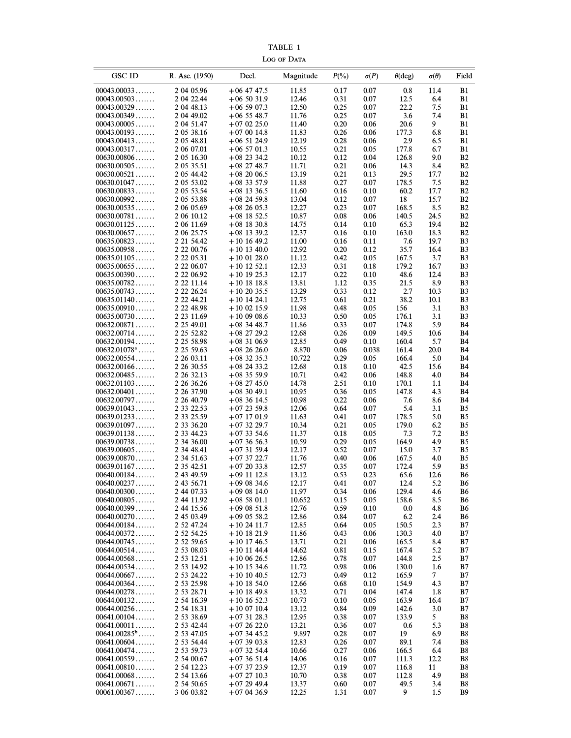TABLE 1

LOG OF DATA

| GSC ID | R. Asc. (1950) | Decl. | Magnitude | $P$(%) | $\sigma(P)$ | $\theta$(deg) | $\sigma(\theta)$ | Field |
|---|---|---|---|---|---|---|---|---|
| 00043.00033 ....... | 2 04 05.96 | +06 47 47.5 | 11.85 | 0.17 | 0.07 | 0.8 | 11.4 | B1 |
| 00043.00503 ....... | 2 04 22.44 | +06 50 31.9 | 12.46 | 0.31 | 0.07 | 12.5 | 6.4 | B1 |
| 00043.00329 ....... | 2 04 48.13 | +06 59 07.3 | 12.50 | 0.25 | 0.07 | 22.2 | 7.5 | B1 |
| 00043.00349 ....... | 2 04 49.02 | +06 55 48.7 | 11.76 | 0.25 | 0.07 | 3.6 | 7.4 | B1 |
| 00043.00005 ....... | 2 04 51.47 | +07 02 25.0 | 11.40 | 0.20 | 0.06 | 20.6 | 9 | B1 |
| 00043.00193 ....... | 2 05 38.16 | +07 00 14.8 | 11.83 | 0.26 | 0.06 | 177.3 | 6.8 | B1 |
| 00043.00413 ....... | 2 05 48.81 | +06 51 24.9 | 12.19 | 0.28 | 0.06 | 2.9 | 6.5 | B1 |
| 00043.00317 ....... | 2 06 07.01 | +06 57 01.3 | 10.55 | 0.21 | 0.05 | 177.8 | 6.7 | B1 |
| 00630.00806 ....... | 2 05 16.30 | +08 23 34.2 | 10.12 | 0.12 | 0.04 | 126.8 | 9.0 | B2 |
| 00630.00505 ....... | 2 05 35.51 | +08 27 48.7 | 11.71 | 0.21 | 0.06 | 14.3 | 8.4 | B2 |
| 00630.00521 ....... | 2 05 44.42 | +08 20 06.5 | 13.19 | 0.21 | 0.13 | 29.5 | 17.7 | B2 |
| 00630.01047 ....... | 2 05 53.02 | +08 33 57.9 | 11.88 | 0.27 | 0.07 | 178.5 | 7.5 | B2 |
| 00630.00833 ....... | 2 05 53.54 | +08 13 36.5 | 11.60 | 0.16 | 0.10 | 60.2 | 17.7 | B2 |
| 00630.00992 ....... | 2 05 53.88 | +08 24 59.8 | 13.04 | 0.12 | 0.07 | 18 | 15.7 | B2 |
| 00630.00535 ....... | 2 06 05.69 | +08 26 05.3 | 12.27 | 0.23 | 0.07 | 168.5 | 8.5 | B2 |
| 00630.00781 ....... | 2 06 10.12 | +08 18 52.5 | 10.87 | 0.08 | 0.06 | 140.5 | 24.5 | B2 |
| 00630.01125 ....... | 2 06 11.69 | +08 18 30.8 | 14.75 | 0.14 | 0.10 | 65.3 | 19.4 | B2 |
| 00630.00657 ....... | 2 06 25.75 | +08 13 39.2 | 12.37 | 0.16 | 0.10 | 163.0 | 18.3 | B2 |
| 00635.00823 ....... | 2 21 54.42 | +10 16 49.2 | 11.00 | 0.16 | 0.11 | 7.6 | 19.7 | B3 |
| 00635.00958 ....... | 2 22 00.76 | +10 13 40.0 | 12.92 | 0.20 | 0.12 | 35.7 | 16.4 | B3 |
| 00635.01105 ....... | 2 22 05.31 | +10 01 28.0 | 11.12 | 0.42 | 0.05 | 167.5 | 3.7 | B3 |
| 00635.00655 ....... | 2 22 06.07 | +10 12 52.1 | 12.33 | 0.31 | 0.18 | 179.2 | 16.7 | B3 |
| 00635.00390 ....... | 2 22 06.92 | +10 19 25.3 | 12.17 | 0.22 | 0.10 | 48.6 | 12.4 | B3 |
| 00635.00782 ....... | 2 22 11.14 | +10 18 18.8 | 13.81 | 1.12 | 0.35 | 21.5 | 8.9 | B3 |
| 00635.00743 ....... | 2 22 26.24 | +10 20 35.5 | 13.29 | 0.33 | 0.12 | 2.7 | 10.3 | B3 |
| 00635.01140 ....... | 2 22 44.21 | +10 14 24.1 | 12.75 | 0.61 | 0.21 | 38.2 | 10.1 | B3 |
| 00635.00910 ....... | 2 22 48.98 | +10 02 15.9 | 11.98 | 0.48 | 0.05 | 156 | 3.1 | B3 |
| 00635.00730 ....... | 2 23 11.69 | +10 09 08.6 | 10.33 | 0.50 | 0.05 | 176.1 | 3.1 | B3 |
| 00632.00871 ....... | 2 25 49.01 | +08 34 48.7 | 11.86 | 0.33 | 0.07 | 174.8 | 5.9 | B4 |
| 00632.00714 ....... | 2 25 52.82 | +08 27 29.2 | 12.68 | 0.26 | 0.09 | 149.5 | 10.6 | B4 |
| 00632.00194 ....... | 2 25 58.98 | +08 31 06.9 | 12.85 | 0.49 | 0.10 | 160.4 | 5.7 | B4 |
| 00632.01078[a] ....... | 2 25 59.63 | +08 26 26.0 | 8.870 | 0.06 | 0.038 | 161.4 | 20.0 | B4 |
| 00632.00554 ....... | 2 26 03.11 | +08 32 35.3 | 10.722 | 0.29 | 0.05 | 166.4 | 5.0 | B4 |
| 00632.00166 ....... | 2 26 30.55 | +08 24 33.2 | 12.68 | 0.18 | 0.10 | 42.5 | 15.6 | B4 |
| 00632.00485 ....... | 2 26 32.13 | +08 35 59.9 | 10.71 | 0.42 | 0.06 | 148.8 | 4.0 | B4 |
| 00632.01103 ....... | 2 26 36.26 | +08 27 45.0 | 14.78 | 2.51 | 0.10 | 170.1 | 1.1 | B4 |
| 00632.00401 ....... | 2 26 37.90 | +08 30 49.1 | 10.95 | 0.36 | 0.05 | 147.8 | 4.3 | B4 |
| 00632.00797 ....... | 2 26 40.79 | +08 36 14.5 | 10.98 | 0.22 | 0.06 | 7.6 | 8.6 | B4 |
| 00639.01043 ....... | 2 33 22.53 | +07 23 59.8 | 12.06 | 0.64 | 0.07 | 5.4 | 3.1 | B5 |
| 00639.01233 ....... | 2 33 25.59 | +07 17 01.9 | 11.63 | 0.41 | 0.07 | 178.5 | 5.0 | B5 |
| 00639.01097 ....... | 2 33 36.20 | +07 32 29.7 | 10.34 | 0.21 | 0.05 | 179.0 | 6.2 | B5 |
| 00639.01138 ....... | 2 33 44.23 | +07 33 54.6 | 11.37 | 0.18 | 0.05 | 7.3 | 7.2 | B5 |
| 00639.00738 ....... | 2 34 36.00 | +07 36 56.3 | 10.59 | 0.29 | 0.05 | 164.9 | 4.9 | B5 |
| 00639.00605 ....... | 2 34 48.41 | +07 31 59.4 | 12.17 | 0.52 | 0.07 | 15.0 | 3.7 | B5 |
| 00639.00870 ....... | 2 34 51.63 | +07 37 22.7 | 11.76 | 0.40 | 0.06 | 167.5 | 4.0 | B5 |
| 00639.01167 ....... | 2 35 42.51 | +07 20 33.8 | 12.57 | 0.35 | 0.07 | 172.4 | 5.9 | B5 |
| 00640.00184 ....... | 2 43 49.59 | +09 11 12.8 | 13.12 | 0.53 | 0.23 | 65.6 | 12.6 | B6 |
| 00640.00237 ....... | 2 43 56.71 | +09 08 34.6 | 12.17 | 0.41 | 0.07 | 12.4 | 5.2 | B6 |
| 00640.00300 ....... | 2 44 07.33 | +09 08 14.0 | 11.97 | 0.34 | 0.06 | 129.4 | 4.6 | B6 |
| 00640.00805 ....... | 2 44 11.92 | +08 58 01.1 | 10.652 | 0.15 | 0.05 | 158.6 | 8.5 | B6 |
| 00640.00399 ....... | 2 44 15.56 | +09 08 51.8 | 12.76 | 0.59 | 0.10 | 0.0 | 4.8 | B6 |
| 00640.00270 ....... | 2 45 03.49 | +09 05 58.2 | 12.86 | 0.84 | 0.07 | 6.2 | 2.4 | B6 |
| 00644.00184 ....... | 2 52 47.24 | +10 24 11.7 | 12.85 | 0.64 | 0.05 | 150.5 | 2.3 | B7 |
| 00644.00372 ....... | 2 52 54.25 | +10 18 21.9 | 11.86 | 0.43 | 0.06 | 130.3 | 4.0 | B7 |
| 00644.00745 ....... | 2 52 59.65 | +10 17 46.5 | 13.71 | 0.21 | 0.06 | 165.5 | 8.4 | B7 |
| 00644.00514 ....... | 2 53 08.03 | +10 11 44.4 | 14.62 | 0.81 | 0.15 | 167.4 | 5.2 | B7 |
| 00644.00568 ....... | 2 53 12.51 | +10 06 26.5 | 12.86 | 0.78 | 0.07 | 144.8 | 2.5 | B7 |
| 00644.00534 ....... | 2 53 14.92 | +10 15 34.6 | 11.72 | 0.98 | 0.06 | 130.0 | 1.6 | B7 |
| 00644.00667 ....... | 2 53 24.22 | +10 10 40.5 | 12.73 | 0.49 | 0.12 | 165.9 | 7 | B7 |
| 00644.00364 ....... | 2 53 25.98 | +10 18 54.0 | 12.66 | 0.68 | 0.10 | 154.9 | 4.3 | B7 |
| 00644.00278 ....... | 2 53 28.71 | +10 18 49.8 | 13.32 | 0.71 | 0.04 | 147.4 | 1.8 | B7 |
| 00644.00132 ....... | 2 54 16.39 | +10 16 52.3 | 10.73 | 0.10 | 0.05 | 163.9 | 16.4 | B7 |
| 00644.00256 ....... | 2 54 18.31 | +10 07 10.4 | 13.12 | 0.84 | 0.09 | 142.6 | 3.0 | B7 |
| 00641.00104 ....... | 2 53 38.69 | +07 31 28.3 | 12.95 | 0.38 | 0.07 | 133.9 | 5 | B8 |
| 00641.00011 ....... | 2 53 42.44 | +07 26 22.0 | 13.21 | 0.36 | 0.07 | 0.6 | 5.3 | B8 |
| 00641.00285[b] ....... | 2 53 47.05 | +07 34 45.2 | 9.897 | 0.28 | 0.07 | 19 | 6.9 | B8 |
| 00641.00604 ....... | 2 53 54.44 | +07 39 03.8 | 12.83 | 0.26 | 0.07 | 89.1 | 7.4 | B8 |
| 00641.00474 ....... | 2 53 59.73 | +07 32 54.4 | 10.66 | 0.27 | 0.06 | 166.5 | 6.4 | B8 |
| 00641.00559 ....... | 2 54 00.67 | +07 36 51.4 | 14.06 | 0.16 | 0.07 | 111.3 | 12.2 | B8 |
| 00641.00810 ....... | 2 54 12.23 | +07 37 23.9 | 12.37 | 0.19 | 0.07 | 116.8 | 11 | B8 |
| 00641.00068 ....... | 2 54 13.66 | +07 27 10.3 | 10.70 | 0.38 | 0.07 | 112.8 | 4.9 | B8 |
| 00641.00671 ....... | 2 54 50.65 | +07 29 49.4 | 13.37 | 0.60 | 0.07 | 49.5 | 3.4 | B8 |
| 00061.00367 ....... | 3 06 03.82 | +07 04 36.9 | 12.25 | 1.31 | 0.07 | 9 | 1.5 | B9 |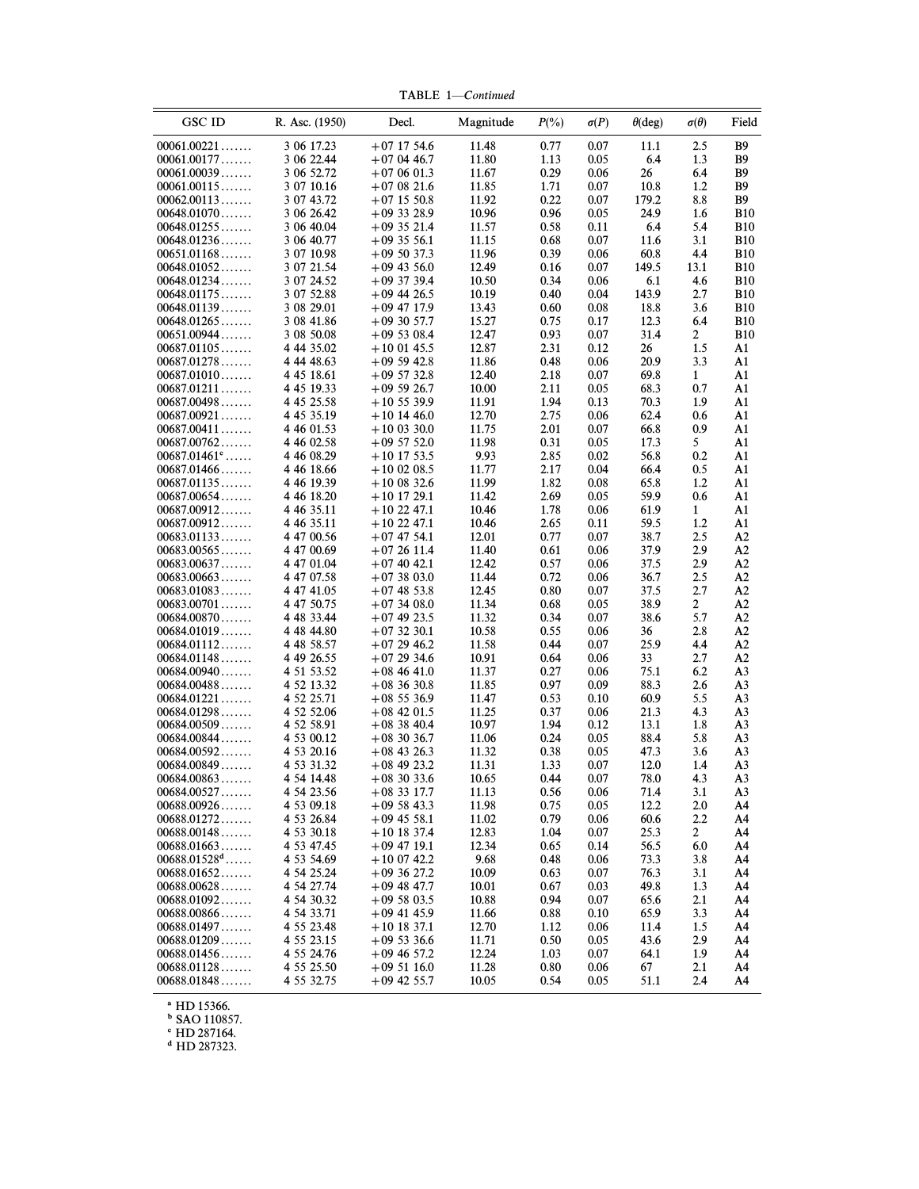TABLE 1—*Continued*

| GSC ID | R. Asc. (1950) | Decl. | Magnitude | P(%) | σ(P) | θ(deg) | σ(θ) | Field |
|---|---|---|---|---|---|---|---|---|
| 00061.00221....... | 3 06 17.23 | +07 17 54.6 | 11.48 | 0.77 | 0.07 | 11.1 | 2.5 | B9 |
| 00061.00177....... | 3 06 22.44 | +07 04 46.7 | 11.80 | 1.13 | 0.05 | 6.4 | 1.3 | B9 |
| 00061.00039....... | 3 06 52.72 | +07 06 01.3 | 11.67 | 0.29 | 0.06 | 26 | 6.4 | B9 |
| 00061.00115....... | 3 07 10.16 | +07 08 21.6 | 11.85 | 1.71 | 0.07 | 10.8 | 1.2 | B9 |
| 00062.00113....... | 3 07 43.72 | +07 15 50.8 | 11.92 | 0.22 | 0.07 | 179.2 | 8.8 | B9 |
| 00648.01070....... | 3 06 26.42 | +09 33 28.9 | 10.96 | 0.96 | 0.05 | 24.9 | 1.6 | B10 |
| 00648.01255....... | 3 06 40.04 | +09 35 21.4 | 11.57 | 0.58 | 0.11 | 6.4 | 5.4 | B10 |
| 00648.01236....... | 3 06 40.77 | +09 35 56.1 | 11.15 | 0.68 | 0.07 | 11.6 | 3.1 | B10 |
| 00651.01168....... | 3 07 10.98 | +09 50 37.3 | 11.96 | 0.39 | 0.06 | 60.8 | 4.4 | B10 |
| 00648.01052....... | 3 07 21.54 | +09 43 56.0 | 12.49 | 0.16 | 0.07 | 149.5 | 13.1 | B10 |
| 00648.01234....... | 3 07 24.52 | +09 37 39.4 | 10.50 | 0.34 | 0.06 | 6.1 | 4.6 | B10 |
| 00648.01175....... | 3 07 52.88 | +09 44 26.5 | 10.19 | 0.40 | 0.04 | 143.9 | 2.7 | B10 |
| 00648.01139....... | 3 08 29.01 | +09 47 17.9 | 13.43 | 0.60 | 0.08 | 18.8 | 3.6 | B10 |
| 00648.01265....... | 3 08 41.86 | +09 30 57.7 | 15.27 | 0.75 | 0.17 | 12.3 | 6.4 | B10 |
| 00651.00944....... | 3 08 50.08 | +09 53 08.4 | 12.47 | 0.93 | 0.07 | 31.4 | 2 | B10 |
| 00687.01105....... | 4 44 35.02 | +10 01 45.5 | 12.87 | 2.31 | 0.12 | 26 | 1.5 | A1 |
| 00687.01278....... | 4 44 48.63 | +09 59 42.8 | 11.86 | 0.48 | 0.06 | 20.9 | 3.3 | A1 |
| 00687.01010....... | 4 45 18.61 | +09 57 32.8 | 12.40 | 2.18 | 0.07 | 69.8 | 1 | A1 |
| 00687.01211....... | 4 45 19.33 | +09 59 26.7 | 10.00 | 2.11 | 0.05 | 68.3 | 0.7 | A1 |
| 00687.00498....... | 4 45 25.58 | +10 55 39.9 | 11.91 | 1.94 | 0.13 | 70.3 | 1.9 | A1 |
| 00687.00921....... | 4 45 35.19 | +10 14 46.0 | 12.70 | 2.75 | 0.06 | 62.4 | 0.6 | A1 |
| 00687.00411....... | 4 46 01.53 | +10 03 30.0 | 11.75 | 2.01 | 0.07 | 66.8 | 0.9 | A1 |
| 00687.00762....... | 4 46 02.58 | +09 57 52.0 | 11.98 | 0.31 | 0.05 | 17.3 | 5 | A1 |
| 00687.01461[c]...... | 4 46 08.29 | +10 17 53.5 | 9.93 | 2.85 | 0.02 | 56.8 | 0.2 | A1 |
| 00687.01466....... | 4 46 18.66 | +10 02 08.5 | 11.77 | 2.17 | 0.04 | 66.4 | 0.5 | A1 |
| 00687.01135....... | 4 46 19.39 | +10 08 32.6 | 11.99 | 1.82 | 0.08 | 65.8 | 1.2 | A1 |
| 00687.00654....... | 4 46 18.20 | +10 17 29.1 | 11.42 | 2.69 | 0.05 | 59.9 | 0.6 | A1 |
| 00687.00912....... | 4 46 35.11 | +10 22 47.1 | 10.46 | 1.78 | 0.06 | 61.9 | 1 | A1 |
| 00687.00912....... | 4 46 35.11 | +10 22 47.1 | 10.46 | 2.65 | 0.11 | 59.5 | 1.2 | A1 |
| 00683.01133....... | 4 47 00.56 | +07 47 54.1 | 12.01 | 0.77 | 0.07 | 38.7 | 2.5 | A2 |
| 00683.00565....... | 4 47 00.69 | +07 26 11.4 | 11.40 | 0.61 | 0.06 | 37.9 | 2.9 | A2 |
| 00683.00637....... | 4 47 01.04 | +07 40 42.1 | 12.42 | 0.57 | 0.06 | 37.5 | 2.9 | A2 |
| 00683.00663....... | 4 47 07.58 | +07 38 03.0 | 11.44 | 0.72 | 0.06 | 36.7 | 2.5 | A2 |
| 00683.01083....... | 4 47 41.05 | +07 48 53.8 | 12.45 | 0.80 | 0.07 | 37.5 | 2.7 | A2 |
| 00683.00701....... | 4 47 50.75 | +07 34 08.0 | 11.34 | 0.68 | 0.05 | 38.9 | 2 | A2 |
| 00684.00870....... | 4 48 33.44 | +07 49 23.5 | 11.32 | 0.34 | 0.07 | 38.6 | 5.7 | A2 |
| 00684.01019....... | 4 48 44.80 | +07 32 30.1 | 10.58 | 0.55 | 0.06 | 36 | 2.8 | A2 |
| 00684.01112....... | 4 48 58.57 | +07 29 46.2 | 11.58 | 0.44 | 0.07 | 25.9 | 4.4 | A2 |
| 00684.01148....... | 4 49 26.55 | +07 29 34.6 | 10.91 | 0.64 | 0.06 | 33 | 2.7 | A2 |
| 00684.00940....... | 4 51 53.52 | +08 46 41.0 | 11.37 | 0.27 | 0.06 | 75.1 | 6.2 | A3 |
| 00684.00488....... | 4 52 13.32 | +08 36 30.8 | 11.85 | 0.97 | 0.09 | 88.3 | 2.6 | A3 |
| 00684.01221....... | 4 52 25.71 | +08 55 36.9 | 11.47 | 0.53 | 0.10 | 60.9 | 5.5 | A3 |
| 00684.01298....... | 4 52 52.06 | +08 42 01.5 | 11.25 | 0.37 | 0.06 | 21.3 | 4.3 | A3 |
| 00684.00509....... | 4 52 58.91 | +08 38 40.4 | 10.97 | 1.94 | 0.12 | 13.1 | 1.8 | A3 |
| 00684.00844....... | 4 53 00.12 | +08 30 36.7 | 11.06 | 0.24 | 0.05 | 88.4 | 5.8 | A3 |
| 00684.00592....... | 4 53 20.16 | +08 43 26.3 | 11.32 | 0.38 | 0.05 | 47.3 | 3.6 | A3 |
| 00684.00849....... | 4 53 31.32 | +08 49 23.2 | 11.31 | 1.33 | 0.07 | 12.0 | 1.4 | A3 |
| 00684.00863....... | 4 54 14.48 | +08 30 33.6 | 10.65 | 0.44 | 0.07 | 78.0 | 4.3 | A3 |
| 00684.00527....... | 4 54 23.56 | +08 33 17.7 | 11.13 | 0.56 | 0.06 | 71.4 | 3.1 | A3 |
| 00688.00926....... | 4 53 09.18 | +09 58 43.3 | 11.98 | 0.75 | 0.05 | 12.2 | 2.0 | A4 |
| 00688.01272....... | 4 53 26.84 | +09 45 58.1 | 11.02 | 0.79 | 0.06 | 60.6 | 2.2 | A4 |
| 00688.00148....... | 4 53 30.18 | +10 18 37.4 | 12.83 | 1.04 | 0.07 | 25.3 | 2 | A4 |
| 00688.01663....... | 4 53 47.45 | +09 47 19.1 | 12.34 | 0.65 | 0.14 | 56.5 | 6.0 | A4 |
| 00688.01528[d]...... | 4 53 54.69 | +10 07 42.2 | 9.68 | 0.48 | 0.06 | 73.3 | 3.8 | A4 |
| 00688.01652....... | 4 54 25.24 | +09 36 27.2 | 10.09 | 0.63 | 0.07 | 76.3 | 3.1 | A4 |
| 00688.00628....... | 4 54 27.74 | +09 48 47.7 | 10.01 | 0.67 | 0.03 | 49.8 | 1.3 | A4 |
| 00688.01092....... | 4 54 30.32 | +09 58 03.5 | 10.88 | 0.94 | 0.07 | 65.6 | 2.1 | A4 |
| 00688.00866....... | 4 54 33.71 | +09 41 45.9 | 11.66 | 0.88 | 0.10 | 65.9 | 3.3 | A4 |
| 00688.01497....... | 4 55 23.48 | +10 18 37.1 | 12.70 | 1.12 | 0.06 | 11.4 | 1.5 | A4 |
| 00688.01209....... | 4 55 23.15 | +09 53 36.6 | 11.71 | 0.50 | 0.05 | 43.6 | 2.9 | A4 |
| 00688.01456....... | 4 55 24.76 | +09 46 57.2 | 12.24 | 1.03 | 0.07 | 64.1 | 1.9 | A4 |
| 00688.01128....... | 4 55 25.50 | +09 51 16.0 | 11.28 | 0.80 | 0.06 | 67 | 2.1 | A4 |
| 00688.01848....... | 4 55 32.75 | +09 42 55.7 | 10.05 | 0.54 | 0.05 | 51.1 | 2.4 | A4 |

[a] HD 15366.
[b] SAO 110857.
[c] HD 287164.
[d] HD 287323.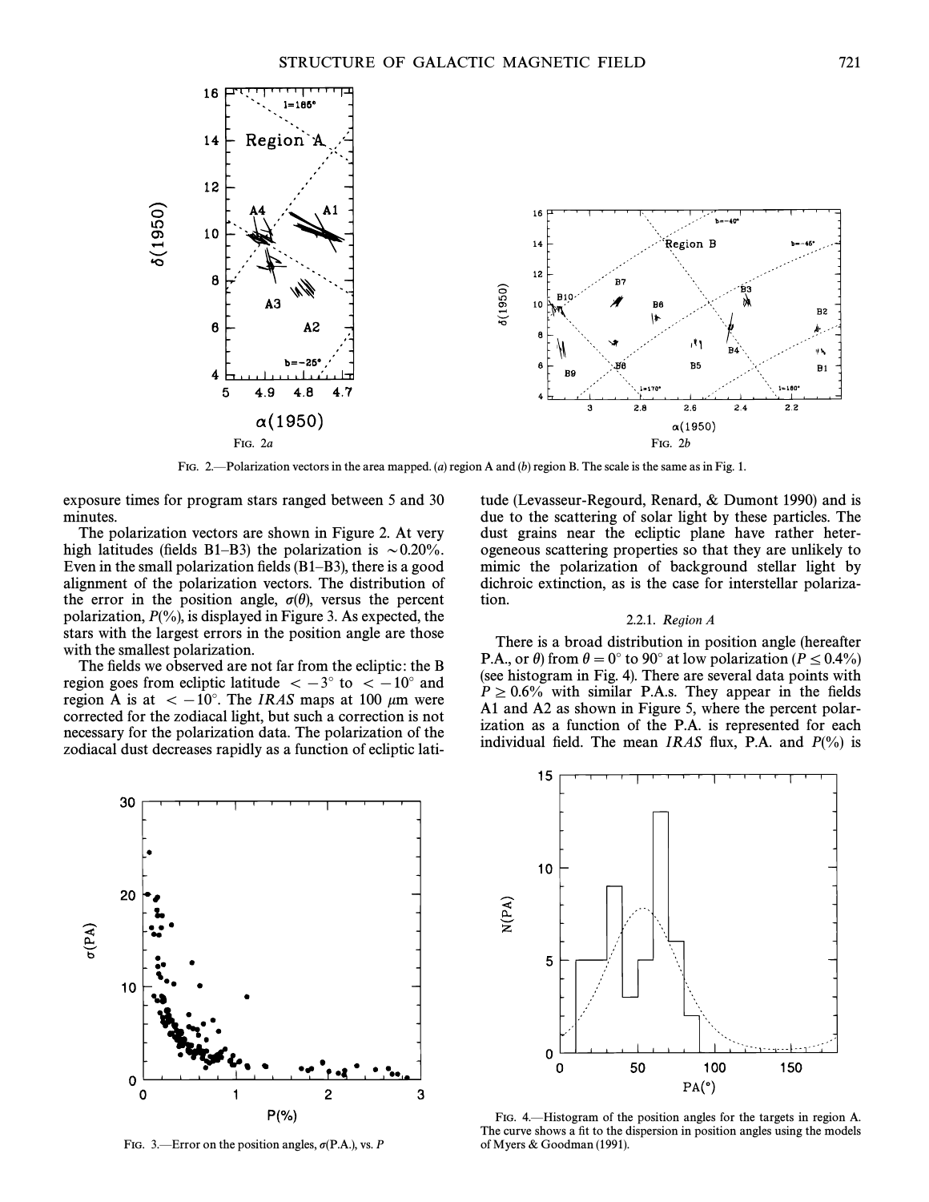FIG. 2.—Polarization vectors in the area mapped. (a) region A and (b) region B. The scale is the same as in Fig. 1.

exposure times for program stars ranged between 5 and 30 minutes.

The polarization vectors are shown in Figure 2. At very high latitudes (fields B1–B3) the polarization is ~0.20%. Even in the small polarization fields (B1–B3), there is a good alignment of the polarization vectors. The distribution of the error in the position angle, $\sigma(\theta)$, versus the percent polarization, $P(\%)$, is displayed in Figure 3. As expected, the stars with the largest errors in the position angle are those with the smallest polarization.

The fields we observed are not far from the ecliptic: the B region goes from ecliptic latitude $< -3°$ to $< -10°$ and region A is at $< -10°$. The *IRAS* maps at 100 $\mu$m were corrected for the zodiacal light, but such a correction is not necessary for the polarization data. The polarization of the zodiacal dust decreases rapidly as a function of ecliptic latitude (Levasseur-Regourd, Renard, & Dumont 1990) and is due to the scattering of solar light by these particles. The dust grains near the ecliptic plane have rather heterogeneous scattering properties so that they are unlikely to mimic the polarization of background stellar light by dichroic extinction, as is the case for interstellar polarization.

#### 2.2.1. *Region A*

There is a broad distribution in position angle (hereafter P.A., or $\theta$) from $\theta = 0°$ to 90° at low polarization ($P \leq 0.4\%$) (see histogram in Fig. 4). There are several data points with $P \geq 0.6\%$ with similar P.A.s. They appear in the fields A1 and A2 as shown in Figure 5, where the percent polarization as a function of the P.A. is represented for each individual field. The mean *IRAS* flux, P.A. and $P(\%)$ is

FIG. 3.—Error on the position angles, $\sigma$(P.A.), vs. $P$

FIG. 4.—Histogram of the position angles for the targets in region A. The curve shows a fit to the dispersion in position angles using the models of Myers & Goodman (1991).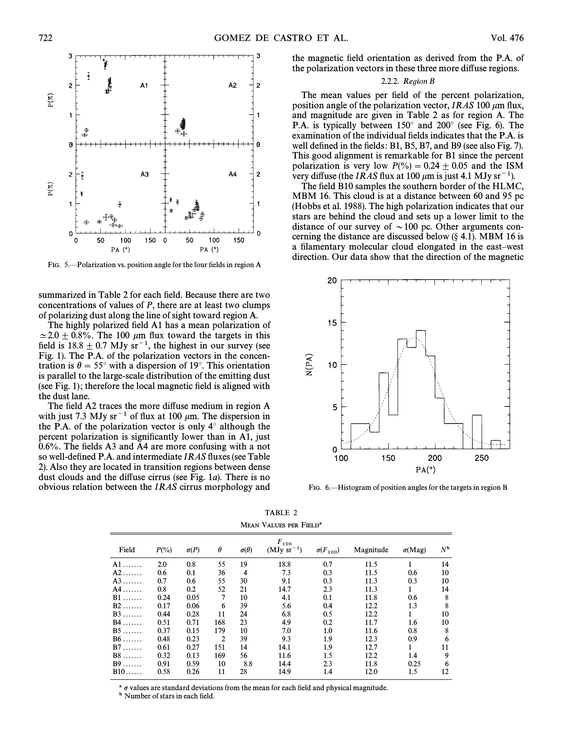FIG. 5.—Polarization vs. position angle for the four fields in region A

summarized in Table 2 for each field. Because there are two concentrations of values of $P$, there are at least two clumps of polarizing dust along the line of sight toward region A.

The highly polarized field A1 has a mean polarization of $\simeq 2.0 \pm 0.8\%$. The 100 $\mu$m flux toward the targets in this field is $18.8 \pm 0.7$ MJy sr$^{-1}$, the highest in our survey (see Fig. 1). The P.A. of the polarization vectors in the concentration is $\theta = 55°$ with a dispersion of 19°. This orientation is parallel to the large-scale distribution of the emitting dust (see Fig. 1); therefore the local magnetic field is aligned with the dust lane.

The field A2 traces the more diffuse medium in region A with just 7.3 MJy sr$^{-1}$ of flux at 100 $\mu$m. The dispersion in the P.A. of the polarization vector is only 4° although the percent polarization is significantly lower than in A1, just 0.6%. The fields A3 and A4 are more confusing with a not so well-defined P.A. and intermediate *IRAS* fluxes (see Table 2). Also they are located in transition regions between dense dust clouds and the diffuse cirrus (see Fig. 1*a*). There is no obvious relation between the *IRAS* cirrus morphology and the magnetic field orientation as derived from the P.A. of the polarization vectors in these three more diffuse regions.

#### 2.2.2. *Region B*

The mean values per field of the percent polarization, position angle of the polarization vector, *IRAS* 100 $\mu$m flux, and magnitude are given in Table 2 as for region A. The P.A. is typically between 150° and 200° (see Fig. 6). The examination of the individual fields indicates that the P.A. is well defined in the fields: B1, B5, B7, and B9 (see also Fig. 7). This good alignment is remarkable for B1 since the percent polarization is very low $P(\%) = 0.24 \pm 0.05$ and the ISM very diffuse (the *IRAS* flux at 100 $\mu$m is just 4.1 MJy sr$^{-1}$).

The field B10 samples the southern border of the HLMC, MBM 16. This cloud is at a distance between 60 and 95 pc (Hobbs et al. 1988). The high polarization indicates that our stars are behind the cloud and sets up a lower limit to the distance of our survey of $\sim$100 pc. Other arguments concerning the distance are discussed below (§ 4.1). MBM 16 is a filamentary molecular cloud elongated in the east–west direction. Our data show that the direction of the magnetic

FIG. 6.—Histogram of position angles for the targets in region B

TABLE 2

MEAN VALUES PER FIELD[a]

| Field | $P(\%)$ | $\sigma(P)$ | $\theta$ | $\sigma(\theta)$ | $F_{100}$ (MJy sr$^{-1}$) | $\sigma(F_{100})$ | Magnitude | $\sigma$(Mag) | $N$[b] |
|---|---|---|---|---|---|---|---|---|---|
| A1 | 2.0 | 0.8 | 55 | 19 | 18.8 | 0.7 | 11.5 | 1 | 14 |
| A2 | 0.6 | 0.1 | 36 | 4 | 7.3 | 0.3 | 11.5 | 0.6 | 10 |
| A3 | 0.7 | 0.6 | 55 | 30 | 9.1 | 0.3 | 11.3 | 0.3 | 10 |
| A4 | 0.8 | 0.2 | 52 | 21 | 14.7 | 2.3 | 11.3 | 1 | 14 |
| B1 | 0.24 | 0.05 | 7 | 10 | 4.1 | 0.1 | 11.8 | 0.6 | 8 |
| B2 | 0.17 | 0.06 | 6 | 39 | 5.6 | 0.4 | 12.2 | 1.3 | 8 |
| B3 | 0.44 | 0.28 | 11 | 24 | 6.8 | 0.5 | 12.2 | 1 | 10 |
| B4 | 0.51 | 0.71 | 168 | 23 | 4.9 | 0.2 | 11.7 | 1.6 | 10 |
| B5 | 0.37 | 0.15 | 179 | 10 | 7.0 | 1.0 | 11.6 | 0.8 | 8 |
| B6 | 0.48 | 0.23 | 2 | 39 | 9.3 | 1.9 | 12.3 | 0.9 | 6 |
| B7 | 0.61 | 0.27 | 151 | 14 | 14.1 | 1.9 | 12.7 | 1 | 11 |
| B8 | 0.32 | 0.13 | 169 | 56 | 11.6 | 1.5 | 12.2 | 1.4 | 9 |
| B9 | 0.91 | 0.59 | 10 | 8.8 | 14.4 | 2.3 | 11.8 | 0.25 | 6 |
| B10 | 0.58 | 0.26 | 11 | 28 | 14.9 | 1.4 | 12.0 | 1.5 | 12 |

[a] $\sigma$ values are standard deviations from the mean for each field and physical magnitude.

[b] Number of stars in each field.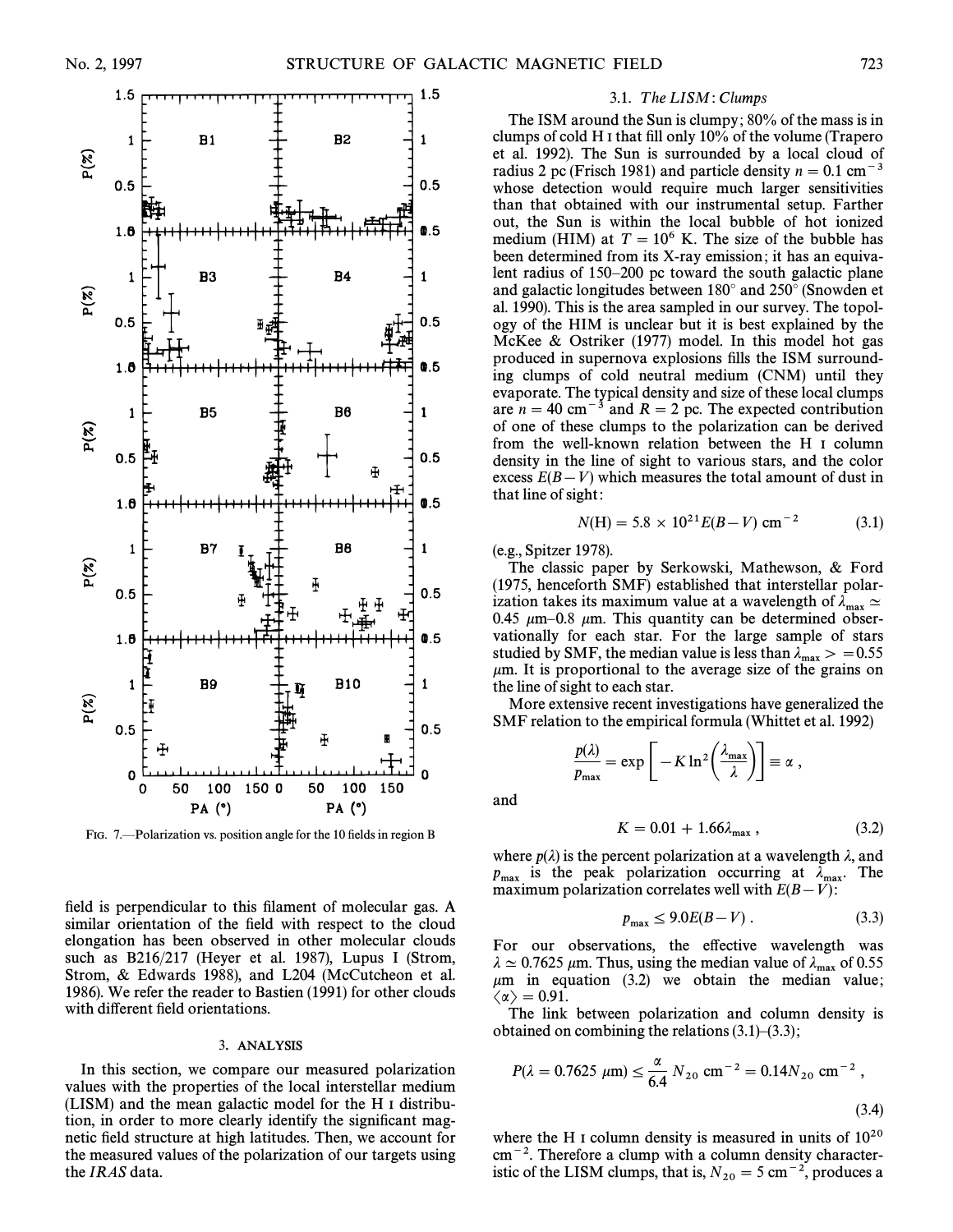FIG. 7.—Polarization vs. position angle for the 10 fields in region B

field is perpendicular to this filament of molecular gas. A similar orientation of the field with respect to the cloud elongation has been observed in other molecular clouds such as B216/217 (Heyer et al. 1987), Lupus I (Strom, Strom, & Edwards 1988), and L204 (McCutcheon et al. 1986). We refer the reader to Bastien (1991) for other clouds with different field orientations.

## 3. ANALYSIS

In this section, we compare our measured polarization values with the properties of the local interstellar medium (LISM) and the mean galactic model for the H I distribution, in order to more clearly identify the significant magnetic field structure at high latitudes. Then, we account for the measured values of the polarization of our targets using the *IRAS* data.

### 3.1. *The LISM: Clumps*

The ISM around the Sun is clumpy; 80% of the mass is in clumps of cold H I that fill only 10% of the volume (Trapero et al. 1992). The Sun is surrounded by a local cloud of radius 2 pc (Frisch 1981) and particle density $n = 0.1$ cm$^{-3}$ whose detection would require much larger sensitivities than that obtained with our instrumental setup. Farther out, the Sun is within the local bubble of hot ionized medium (HIM) at $T = 10^6$ K. The size of the bubble has been determined from its X-ray emission; it has an equivalent radius of 150–200 pc toward the south galactic plane and galactic longitudes between 180° and 250° (Snowden et al. 1990). This is the area sampled in our survey. The topology of the HIM is unclear but it is best explained by the McKee & Ostriker (1977) model. In this model hot gas produced in supernova explosions fills the ISM surrounding clumps of cold neutral medium (CNM) until they evaporate. The typical density and size of these local clumps are $n = 40$ cm$^{-3}$ and $R = 2$ pc. The expected contribution of one of these clumps to the polarization can be derived from the well-known relation between the H I column density in the line of sight to various stars, and the color excess $E(B-V)$ which measures the total amount of dust in that line of sight:

$$N(\mathrm{H}) = 5.8 \times 10^{21} E(B-V)\ \mathrm{cm}^{-2} \tag{3.1}$$

(e.g., Spitzer 1978).

The classic paper by Serkowski, Mathewson, & Ford (1975, henceforth SMF) established that interstellar polarization takes its maximum value at a wavelength of $\lambda_{\max} \simeq 0.45\ \mu$m–$0.8\ \mu$m. This quantity can be determined observationally for each star. For the large sample of stars studied by SMF, the median value is less than $\lambda_{\max} > = 0.55\ \mu$m. It is proportional to the average size of the grains on the line of sight to each star.

More extensive recent investigations have generalized the SMF relation to the empirical formula (Whittet et al. 1992)

$$\frac{p(\lambda)}{p_{\max}} = \exp\left[-K \ln^2\left(\frac{\lambda_{\max}}{\lambda}\right)\right] \equiv \alpha ,$$

and

$$K = 0.01 + 1.66\lambda_{\max} , \tag{3.2}$$

where $p(\lambda)$ is the percent polarization at a wavelength $\lambda$, and $p_{\max}$ is the peak polarization occurring at $\lambda_{\max}$. The maximum polarization correlates well with $E(B-V)$:

$$p_{\max} \leq 9.0 E(B-V) . \tag{3.3}$$

For our observations, the effective wavelength was $\lambda \simeq 0.7625\ \mu$m. Thus, using the median value of $\lambda_{\max}$ of 0.55 $\mu$m in equation (3.2) we obtain the median value; $\langle\alpha\rangle = 0.91$.

The link between polarization and column density is obtained on combining the relations (3.1)–(3.3);

$$P(\lambda = 0.7625\ \mu\mathrm{m}) \leq \frac{\alpha}{6.4} N_{20}\ \mathrm{cm}^{-2} = 0.14 N_{20}\ \mathrm{cm}^{-2} , \tag{3.4}$$

where the H I column density is measured in units of $10^{20}$ cm$^{-2}$. Therefore a clump with a column density characteristic of the LISM clumps, that is, $N_{20} = 5$ cm$^{-2}$, produces a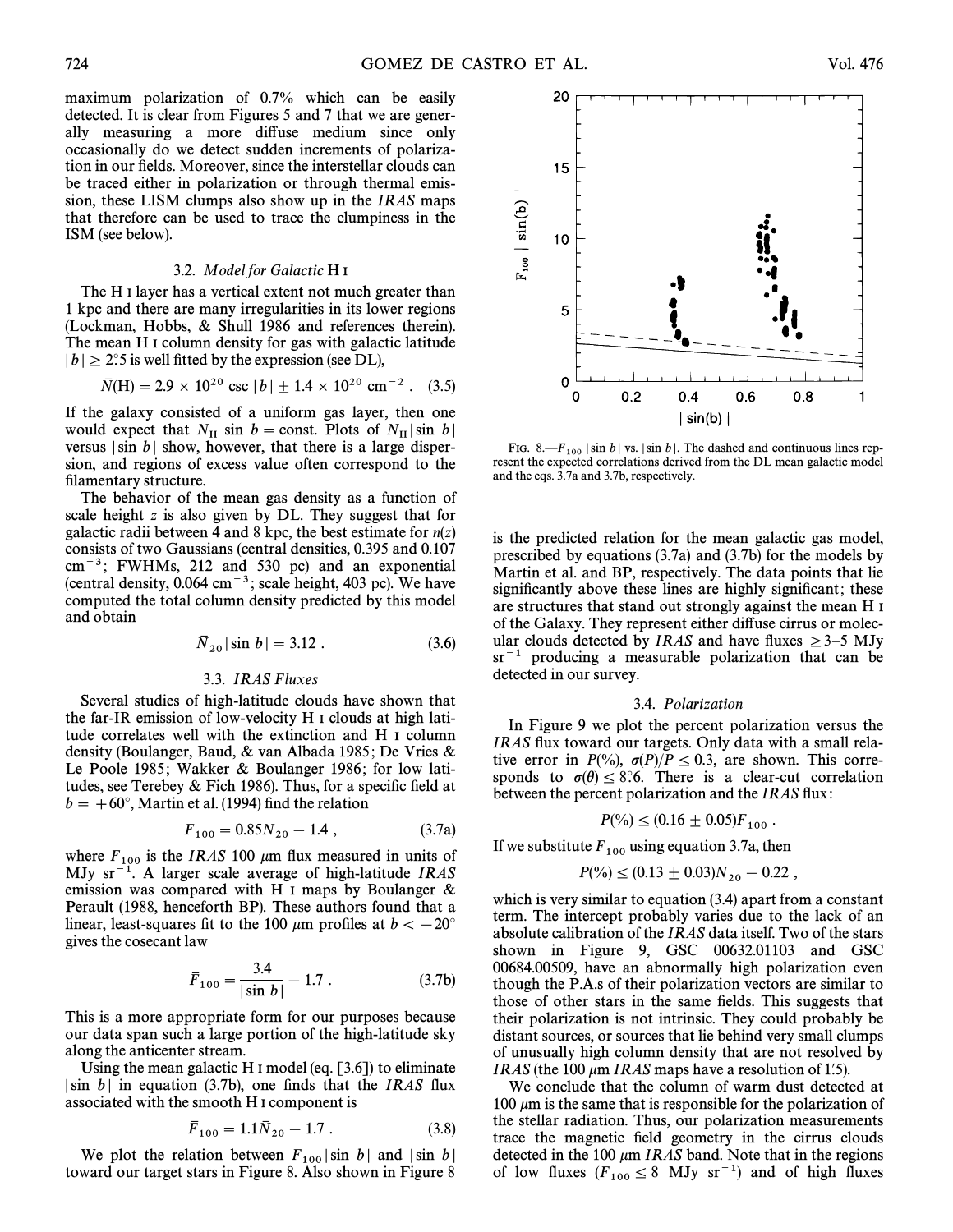maximum polarization of 0.7% which can be easily detected. It is clear from Figures 5 and 7 that we are generally measuring a more diffuse medium since only occasionally do we detect sudden increments of polarization in our fields. Moreover, since the interstellar clouds can be traced either in polarization or through thermal emission, these LISM clumps also show up in the *IRAS* maps that therefore can be used to trace the clumpiness in the ISM (see below).

### 3.2. *Model for Galactic* H I

The H I layer has a vertical extent not much greater than 1 kpc and there are many irregularities in its lower regions (Lockman, Hobbs, & Shull 1986 and references therein). The mean H I column density for gas with galactic latitude $|b| \geq 2\overset{\circ}{.}5$ is well fitted by the expression (see DL),

$$\bar{N}(\mathrm{H}) = 2.9 \times 10^{20} \csc|b| \pm 1.4 \times 10^{20}\ \mathrm{cm}^{-2}\ . \quad (3.5)$$

If the galaxy consisted of a uniform gas layer, then one would expect that $N_{\mathrm{H}} \sin b = \mathrm{const}$. Plots of $N_{\mathrm{H}}|\sin b|$ versus $|\sin b|$ show, however, that there is a large dispersion, and regions of excess value often correspond to the filamentary structure.

The behavior of the mean gas density as a function of scale height $z$ is also given by DL. They suggest that for galactic radii between 4 and 8 kpc, the best estimate for $n(z)$ consists of two Gaussians (central densities, 0.395 and 0.107 $\mathrm{cm}^{-3}$; FWHMs, 212 and 530 pc) and an exponential (central density, 0.064 $\mathrm{cm}^{-3}$; scale height, 403 pc). We have computed the total column density predicted by this model and obtain

$$\bar{N}_{20}|\sin b| = 3.12\ . \quad (3.6)$$

### 3.3. *IRAS Fluxes*

Several studies of high-latitude clouds have shown that the far-IR emission of low-velocity H I clouds at high latitude correlates well with the extinction and H I column density (Boulanger, Baud, & van Albada 1985; De Vries & Le Poole 1985; Wakker & Boulanger 1986; for low latitudes, see Terebey & Fich 1986). Thus, for a specific field at $b = +60°$, Martin et al. (1994) find the relation

$$F_{100} = 0.85N_{20} - 1.4\ , \quad (3.7a)$$

where $F_{100}$ is the *IRAS* 100 μm flux measured in units of MJy $\mathrm{sr}^{-1}$. A larger scale average of high-latitude *IRAS* emission was compared with H I maps by Boulanger & Perault (1988, henceforth BP). These authors found that a linear, least-squares fit to the 100 μm profiles at $b < -20°$ gives the cosecant law

$$\bar{F}_{100} = \frac{3.4}{|\sin b|} - 1.7\ . \quad (3.7b)$$

This is a more appropriate form for our purposes because our data span such a large portion of the high-latitude sky along the anticenter stream.

Using the mean galactic H I model (eq. [3.6]) to eliminate $|\sin b|$ in equation (3.7b), one finds that the *IRAS* flux associated with the smooth H I component is

$$\bar{F}_{100} = 1.1\bar{N}_{20} - 1.7\ . \quad (3.8)$$

We plot the relation between $F_{100}|\sin b|$ and $|\sin b|$ toward our target stars in Figure 8. Also shown in Figure 8 is the predicted relation for the mean galactic gas model, prescribed by equations (3.7a) and (3.7b) for the models by Martin et al. and BP, respectively. The data points that lie significantly above these lines are highly significant; these are structures that stand out strongly against the mean H I of the Galaxy. They represent either diffuse cirrus or molecular clouds detected by *IRAS* and have fluxes ≥3–5 MJy $\mathrm{sr}^{-1}$ producing a measurable polarization that can be detected in our survey.

FIG. 8.—$F_{100}|\sin b|$ vs. $|\sin b|$. The dashed and continuous lines represent the expected correlations derived from the DL mean galactic model and the eqs. 3.7a and 3.7b, respectively.

### 3.4. *Polarization*

In Figure 9 we plot the percent polarization versus the *IRAS* flux toward our targets. Only data with a small relative error in $P(\%)$, $\sigma(P)/P \leq 0.3$, are shown. This corresponds to $\sigma(\theta) \leq 8\overset{\circ}{.}6$. There is a clear-cut correlation between the percent polarization and the *IRAS* flux:

$$P(\%) \leq (0.16 \pm 0.05)F_{100}\ .$$

If we substitute $F_{100}$ using equation 3.7a, then

$$P(\%) \leq (0.13 \pm 0.03)N_{20} - 0.22\ ,$$

which is very similar to equation (3.4) apart from a constant term. The intercept probably varies due to the lack of an absolute calibration of the *IRAS* data itself. Two of the stars shown in Figure 9, GSC 00632.01103 and GSC 00684.00509, have an abnormally high polarization even though the P.A.s of their polarization vectors are similar to those of other stars in the same fields. This suggests that their polarization is not intrinsic. They could probably be distant sources, or sources that lie behind very small clumps of unusually high column density that are not resolved by *IRAS* (the 100 μm *IRAS* maps have a resolution of $1\overset{'}{.}5$).

We conclude that the column of warm dust detected at 100 μm is the same that is responsible for the polarization of the stellar radiation. Thus, our polarization measurements trace the magnetic field geometry in the cirrus clouds detected in the 100 μm *IRAS* band. Note that in the regions of low fluxes ($F_{100} \leq 8$ MJy $\mathrm{sr}^{-1}$) and of high fluxes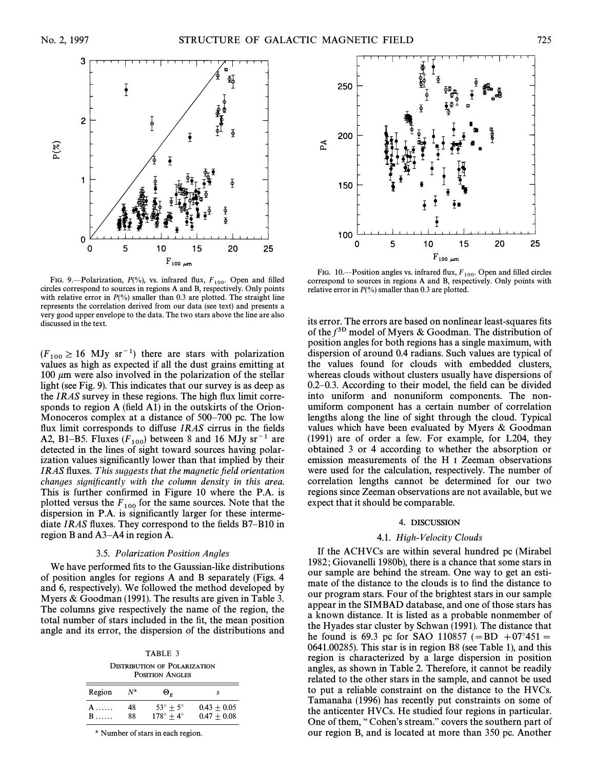FIG. 9.—Polarization, $P$(%), vs. infrared flux, $F_{100}$. Open and filled circles correspond to sources in regions A and B, respectively. Only points with relative error in $P$(%) smaller than 0.3 are plotted. The straight line represents the correlation derived from our data (see text) and presents a very good upper envelope to the data. The two stars above the line are also discussed in the text.

FIG. 10.—Position angles vs. infrared flux, $F_{100}$. Open and filled circles correspond to sources in regions A and B, respectively. Only points with relative error in $P$(%) smaller than 0.3 are plotted.

($F_{100} \geq 16$ MJy sr$^{-1}$) there are stars with polarization values as high as expected if all the dust grains emitting at 100 μm were also involved in the polarization of the stellar light (see Fig. 9). This indicates that our survey is as deep as the *IRAS* survey in these regions. The high flux limit corresponds to region A (field A1) in the outskirts of the Orion-Monoceros complex at a distance of 500–700 pc. The low flux limit corresponds to diffuse *IRAS* cirrus in the fields A2, B1–B5. Fluxes ($F_{100}$) between 8 and 16 MJy sr$^{-1}$ are detected in the lines of sight toward sources having polarization values significantly lower than that implied by their *IRAS* fluxes. *This suggests that the magnetic field orientation changes significantly with the column density in this area.* This is further confirmed in Figure 10 where the P.A. is plotted versus the $F_{100}$ for the same sources. Note that the dispersion in P.A. is significantly larger for these intermediate *IRAS* fluxes. They correspond to the fields B7–B10 in region B and A3–A4 in region A.

### 3.5. *Polarization Position Angles*

We have performed fits to the Gaussian-like distributions of position angles for regions A and B separately (Figs. 4 and 6, respectively). We followed the method developed by Myers & Goodman (1991). The results are given in Table 3. The columns give respectively the name of the region, the total number of stars included in the fit, the mean position angle and its error, the dispersion of the distributions and its error. The errors are based on nonlinear least-squares fits of the $f^{3D}$ model of Myers & Goodman. The distribution of position angles for both regions has a single maximum, with dispersion of around 0.4 radians. Such values are typical of the values found for clouds with embedded clusters, whereas clouds without clusters usually have dispersions of 0.2–0.3. According to their model, the field can be divided into uniform and nonuniform components. The non-umiform component has a certain number of correlation lengths along the line of sight through the cloud. Typical values which have been evaluated by Myers & Goodman (1991) are of order a few. For example, for L204, they obtained 3 or 4 according to whether the absorption or emission measurements of the H I Zeeman observations were used for the calculation, respectively. The number of correlation lengths cannot be determined for our two regions since Zeeman observations are not available, but we expect that it should be comparable.

TABLE 3
DISTRIBUTION OF POLARIZATION POSITION ANGLES

| Region | $N$[a] | $\Theta_E$ | $s$ |
|---|---|---|---|
| A ...... | 48 | $53° \pm 5°$ | $0.43 \pm 0.05$ |
| B ...... | 88 | $178° \pm 4°$ | $0.47 \pm 0.08$ |

[a] Number of stars in each region.

## 4. DISCUSSION

### 4.1. *High-Velocity Clouds*

If the ACHVCs are within several hundred pc (Mirabel 1982; Giovanelli 1980b), there is a chance that some stars in our sample are behind the stream. One way to get an estimate of the distance to the clouds is to find the distance to our program stars. Four of the brightest stars in our sample appear in the SIMBAD database, and one of those stars has a known distance. It is listed as a probable nonmember of the Hyades star cluster by Schwan (1991). The distance that he found is 69.3 pc for SAO 110857 (=BD +07°451 = 0641.00285). This star is in region B8 (see Table 1), and this region is characterized by a large dispersion in position angles, as shown in Table 2. Therefore, it cannot be readily related to the other stars in the sample, and cannot be used to put a reliable constraint on the distance to the HVCs. Tamanaha (1996) has recently put constraints on some of the anticenter HVCs. He studied four regions in particular. One of them, "Cohen's stream," covers the southern part of our region B, and is located at more than 350 pc. Another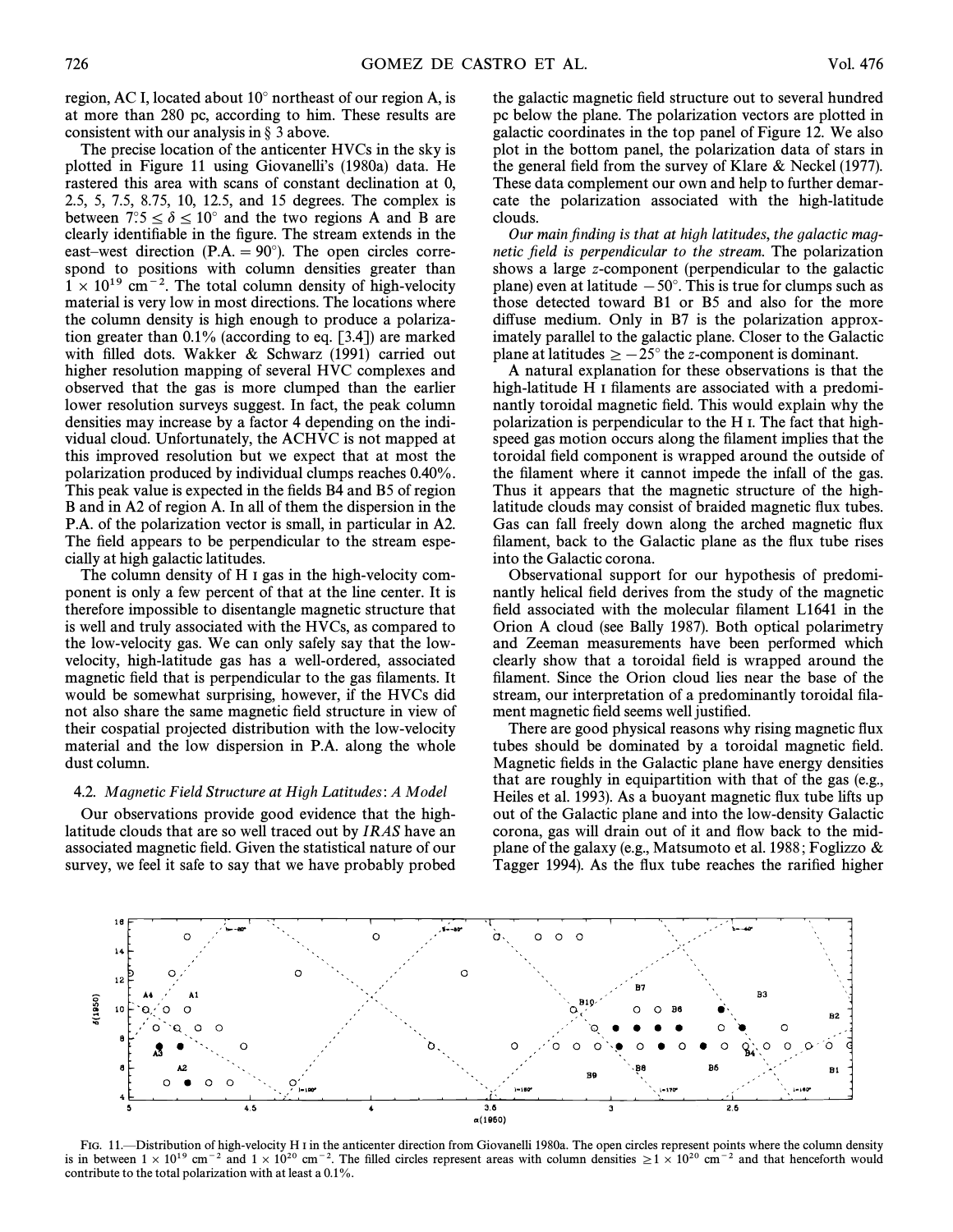region, AC I, located about 10° northeast of our region A, is at more than 280 pc, according to him. These results are consistent with our analysis in § 3 above.

The precise location of the anticenter HVCs in the sky is plotted in Figure 11 using Giovanelli's (1980a) data. He rastered this area with scans of constant declination at 0, 2.5, 5, 7.5, 8.75, 10, 12.5, and 15 degrees. The complex is between $7.5 \leq \delta \leq 10°$ and the two regions A and B are clearly identifiable in the figure. The stream extends in the east–west direction (P.A. = 90°). The open circles correspond to positions with column densities greater than $1 \times 10^{19}$ cm$^{-2}$. The total column density of high-velocity material is very low in most directions. The locations where the column density is high enough to produce a polarization greater than 0.1% (according to eq. [3.4]) are marked with filled dots. Wakker & Schwarz (1991) carried out higher resolution mapping of several HVC complexes and observed that the gas is more clumped than the earlier lower resolution surveys suggest. In fact, the peak column densities may increase by a factor 4 depending on the individual cloud. Unfortunately, the ACHVC is not mapped at this improved resolution but we expect that at most the polarization produced by individual clumps reaches 0.40%. This peak value is expected in the fields B4 and B5 of region B and in A2 of region A. In all of them the dispersion in the P.A. of the polarization vector is small, in particular in A2. The field appears to be perpendicular to the stream especially at high galactic latitudes.

The column density of H I gas in the high-velocity component is only a few percent of that at the line center. It is therefore impossible to disentangle magnetic structure that is well and truly associated with the HVCs, as compared to the low-velocity gas. We can only safely say that the low-velocity, high-latitude gas has a well-ordered, associated magnetic field that is perpendicular to the gas filaments. It would be somewhat surprising, however, if the HVCs did not also share the same magnetic field structure in view of their cospatial projected distribution with the low-velocity material and the low dispersion in P.A. along the whole dust column.

### 4.2. *Magnetic Field Structure at High Latitudes: A Model*

Our observations provide good evidence that the high-latitude clouds that are so well traced out by *IRAS* have an associated magnetic field. Given the statistical nature of our survey, we feel it safe to say that we have probably probed the galactic magnetic field structure out to several hundred pc below the plane. The polarization vectors are plotted in galactic coordinates in the top panel of Figure 12. We also plot in the bottom panel, the polarization data of stars in the general field from the survey of Klare & Neckel (1977). These data complement our own and help to further demarcate the polarization associated with the high-latitude clouds.

*Our main finding is that at high latitudes, the galactic magnetic field is perpendicular to the stream.* The polarization shows a large $z$-component (perpendicular to the galactic plane) even at latitude −50°. This is true for clumps such as those detected toward B1 or B5 and also for the more diffuse medium. Only in B7 is the polarization approximately parallel to the galactic plane. Closer to the Galactic plane at latitudes ≥ −25° the $z$-component is dominant.

A natural explanation for these observations is that the high-latitude H I filaments are associated with a predominantly toroidal magnetic field. This would explain why the polarization is perpendicular to the H I. The fact that high-speed gas motion occurs along the filament implies that the toroidal field component is wrapped around the outside of the filament where it cannot impede the infall of the gas. Thus it appears that the magnetic structure of the high-latitude clouds may consist of braided magnetic flux tubes. Gas can fall freely down along the arched magnetic flux filament, back to the Galactic plane as the flux tube rises into the Galactic corona.

Observational support for our hypothesis of predominantly helical field derives from the study of the magnetic field associated with the molecular filament L1641 in the Orion A cloud (see Bally 1987). Both optical polarimetry and Zeeman measurements have been performed which clearly show that a toroidal field is wrapped around the filament. Since the Orion cloud lies near the base of the stream, our interpretation of a predominantly toroidal filament magnetic field seems well justified.

There are good physical reasons why rising magnetic flux tubes should be dominated by a toroidal magnetic field. Magnetic fields in the Galactic plane have energy densities that are roughly in equipartition with that of the gas (e.g., Heiles et al. 1993). As a buoyant magnetic flux tube lifts up out of the Galactic plane and into the low-density Galactic corona, gas will drain out of it and flow back to the midplane of the galaxy (e.g., Matsumoto et al. 1988; Foglizzo & Tagger 1994). As the flux tube reaches the rarified higher

FIG. 11.—Distribution of high-velocity H I in the anticenter direction from Giovanelli 1980a. The open circles represent points where the column density is in between $1 \times 10^{19}$ cm$^{-2}$ and $1 \times 10^{20}$ cm$^{-2}$. The filled circles represent areas with column densities $\geq 1 \times 10^{20}$ cm$^{-2}$ and that henceforth would contribute to the total polarization with at least a 0.1%.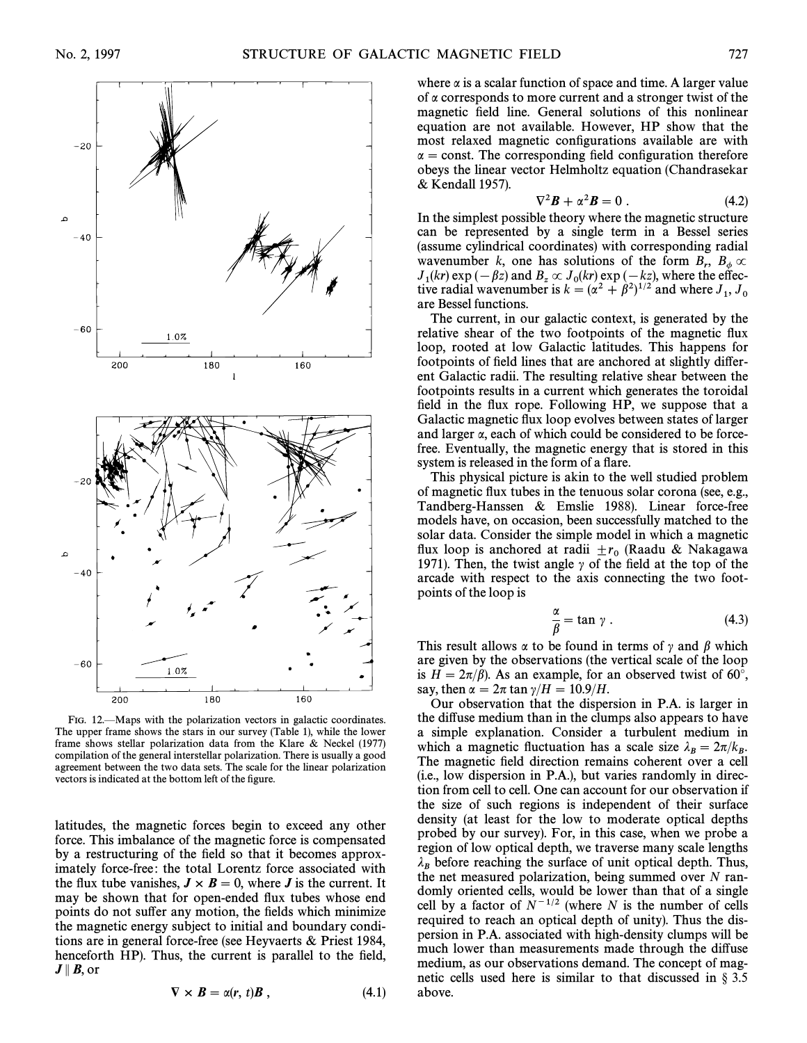FIG. 12.—Maps with the polarization vectors in galactic coordinates. The upper frame shows the stars in our survey (Table 1), while the lower frame shows stellar polarization data from the Klare & Neckel (1977) compilation of the general interstellar polarization. There is usually a good agreement between the two data sets. The scale for the linear polarization vectors is indicated at the bottom left of the figure.

latitudes, the magnetic forces begin to exceed any other force. This imbalance of the magnetic force is compensated by a restructuring of the field so that it becomes approximately force-free: the total Lorentz force associated with the flux tube vanishes, $\boldsymbol{J} \times \boldsymbol{B} = 0$, where $\boldsymbol{J}$ is the current. It may be shown that for open-ended flux tubes whose end points do not suffer any motion, the fields which minimize the magnetic energy subject to initial and boundary conditions are in general force-free (see Heyvaerts & Priest 1984, henceforth HP). Thus, the current is parallel to the field, $\boldsymbol{J} \parallel \boldsymbol{B}$, or

$$\nabla \times \boldsymbol{B} = \alpha(\boldsymbol{r}, t)\boldsymbol{B} , \tag{4.1}$$

where $\alpha$ is a scalar function of space and time. A larger value of $\alpha$ corresponds to more current and a stronger twist of the magnetic field line. General solutions of this nonlinear equation are not available. However, HP show that the most relaxed magnetic configurations available are with $\alpha = \text{const}$. The corresponding field configuration therefore obeys the linear vector Helmholtz equation (Chandrasekar & Kendall 1957).

$$\nabla^2 \boldsymbol{B} + \alpha^2 \boldsymbol{B} = 0 . \tag{4.2}$$

In the simplest possible theory where the magnetic structure can be represented by a single term in a Bessel series (assume cylindrical coordinates) with corresponding radial wavenumber $k$, one has solutions of the form $B_r$, $B_\phi \propto J_1(kr)\exp(-\beta z)$ and $B_z \propto J_0(kr)\exp(-kz)$, where the effective radial wavenumber is $k = (\alpha^2 + \beta^2)^{1/2}$ and where $J_1$, $J_0$ are Bessel functions.

The current, in our galactic context, is generated by the relative shear of the two footpoints of the magnetic flux loop, rooted at low Galactic latitudes. This happens for footpoints of field lines that are anchored at slightly different Galactic radii. The resulting relative shear between the footpoints results in a current which generates the toroidal field in the flux rope. Following HP, we suppose that a Galactic magnetic flux loop evolves between states of larger and larger $\alpha$, each of which could be considered to be force-free. Eventually, the magnetic energy that is stored in this system is released in the form of a flare.

This physical picture is akin to the well studied problem of magnetic flux tubes in the tenuous solar corona (see, e.g., Tandberg-Hanssen & Emslie 1988). Linear force-free models have, on occasion, been successfully matched to the solar data. Consider the simple model in which a magnetic flux loop is anchored at radii $\pm r_0$ (Raadu & Nakagawa 1971). Then, the twist angle $\gamma$ of the field at the top of the arcade with respect to the axis connecting the two footpoints of the loop is

$$\frac{\alpha}{\beta} = \tan \gamma . \tag{4.3}$$

This result allows $\alpha$ to be found in terms of $\gamma$ and $\beta$ which are given by the observations (the vertical scale of the loop is $H = 2\pi/\beta$). As an example, for an observed twist of 60°, say, then $\alpha = 2\pi \tan \gamma / H = 10.9/H$.

Our observation that the dispersion in P.A. is larger in the diffuse medium than in the clumps also appears to have a simple explanation. Consider a turbulent medium in which a magnetic fluctuation has a scale size $\lambda_B = 2\pi/k_B$. The magnetic field direction remains coherent over a cell (i.e., low dispersion in P.A.), but varies randomly in direction from cell to cell. One can account for our observation if the size of such regions is independent of their surface density (at least for the low to moderate optical depths probed by our survey). For, in this case, when we probe a region of low optical depth, we traverse many scale lengths $\lambda_B$ before reaching the surface of unit optical depth. Thus, the net measured polarization, being summed over $N$ randomly oriented cells, would be lower than that of a single cell by a factor of $N^{-1/2}$ (where $N$ is the number of cells required to reach an optical depth of unity). Thus the dispersion in P.A. associated with high-density clumps will be much lower than measurements made through the diffuse medium, as our observations demand. The concept of magnetic cells used here is similar to that discussed in § 3.5 above.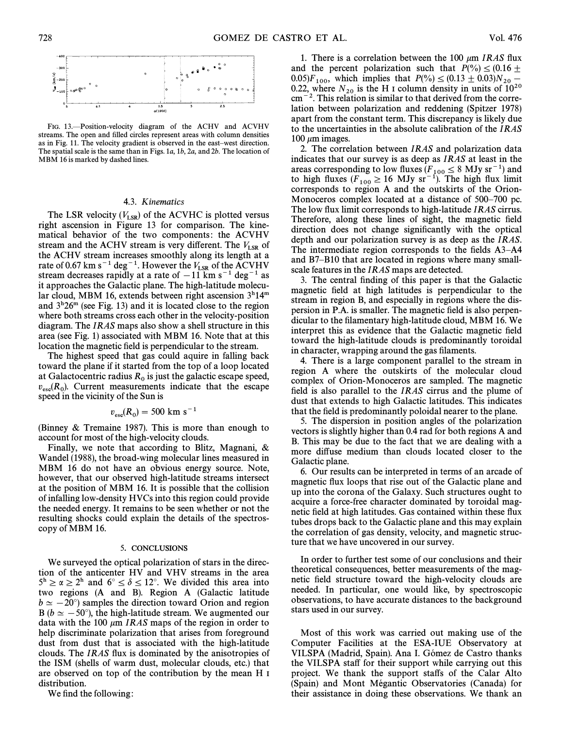FIG. 13.—Position-velocity diagram of the ACHV and ACVHV streams. The open and filled circles represent areas with column densities as in Fig. 11. The velocity gradient is observed in the east–west direction. The spatial scale is the same than in Figs. 1*a*, 1*b*, 2*a*, and 2*b*. The location of MBM 16 is marked by dashed lines.

### 4.3. *Kinematics*

The LSR velocity ($V_{\rm LSR}$) of the ACVHC is plotted versus right ascension in Figure 13 for comparison. The kinematical behavior of the two components: the ACVHV stream and the ACHV stream is very different. The $V_{\rm LSR}$ of the ACHV stream increases smoothly along its length at a rate of 0.67 km s$^{-1}$ deg$^{-1}$. However the $V_{\rm LSR}$ of the ACVHV stream decreases rapidly at a rate of $-11$ km s$^{-1}$ deg$^{-1}$ as it approaches the Galactic plane. The high-latitude molecular cloud, MBM 16, extends between right ascension 3$^{\rm h}$14$^{\rm m}$ and 3$^{\rm h}$26$^{\rm m}$ (see Fig. 13) and it is located close to the region where both streams cross each other in the velocity-position diagram. The *IRAS* maps also show a shell structure in this area (see Fig. 1) associated with MBM 16. Note that at this location the magnetic field is perpendicular to the stream.

The highest speed that gas could aquire in falling back toward the plane if it started from the top of a loop located at Galactocentric radius $R_0$ is just the galactic escape speed, $v_{\rm esc}(R_0)$. Current measurements indicate that the escape speed in the vicinity of the Sun is

$$v_{\rm esc}(R_0) = 500 \text{ km s}^{-1}$$

(Binney & Tremaine 1987). This is more than enough to account for most of the high-velocity clouds.

Finally, we note that according to Blitz, Magnani, & Wandel (1988), the broad-wing molecular lines measured in MBM 16 do not have an obvious energy source. Note, however, that our observed high-latitude streams intersect at the position of MBM 16. It is possible that the collision of infalling low-density HVCs into this region could provide the needed energy. It remains to be seen whether or not the resulting shocks could explain the details of the spectroscopy of MBM 16.

## 5. CONCLUSIONS

We surveyed the optical polarization of stars in the direction of the anticenter HV and VHV streams in the area $5^{\rm h} \geq \alpha \geq 2^{\rm h}$ and $6° \leq \delta \leq 12°$. We divided this area into two regions (A and B). Region A (Galactic latitude $b \simeq -20°$) samples the direction toward Orion and region B ($b \simeq -50°$), the high-latitude stream. We augmented our data with the 100 $\mu$m *IRAS* maps of the region in order to help discriminate polarization that arises from foreground dust from dust that is associated with the high-latitude clouds. The *IRAS* flux is dominated by the anisotropies of the ISM (shells of warm dust, molecular clouds, etc.) that are observed on top of the contribution by the mean H I distribution.

We find the following:

1. There is a correlation between the 100 $\mu$m *IRAS* flux and the percent polarization such that $P(\%) \leq (0.16 \pm 0.05)F_{100}$, which implies that $P(\%) \leq (0.13 \pm 0.03)N_{20} - 0.22$, where $N_{20}$ is the H I column density in units of $10^{20}$ cm$^{-2}$. This relation is similar to that derived from the correlation between polarization and reddening (Spitzer 1978) apart from the constant term. This discrepancy is likely due to the uncertainties in the absolute calibration of the *IRAS* 100 $\mu$m images.

2. The correlation between *IRAS* and polarization data indicates that our survey is as deep as *IRAS* at least in the areas corresponding to low fluxes ($F_{100} \leq 8$ MJy sr$^{-1}$) and to high fluxes ($F_{100} \geq 16$ MJy sr$^{-1}$). The high flux limit corresponds to region A and the outskirts of the Orion-Monoceros complex located at a distance of 500–700 pc. The low flux limit corresponds to high-latitude *IRAS* cirrus. Therefore, along these lines of sight, the magnetic field direction does not change significantly with the optical depth and our polarization survey is as deep as the *IRAS*. The intermediate region corresponds to the fields A3–A4 and B7–B10 that are located in regions where many small-scale features in the *IRAS* maps are detected.

3. The central finding of this paper is that the Galactic magnetic field at high latitudes is perpendicular to the stream in region B, and especially in regions where the dispersion in P.A. is smaller. The magnetic field is also perpendicular to the filamentary high-latitude cloud, MBM 16. We interpret this as evidence that the Galactic magnetic field toward the high-latitude clouds is predominantly toroidal in character, wrapping around the gas filaments.

4. There is a large component parallel to the stream in region A where the outskirts of the molecular cloud complex of Orion-Monoceros are sampled. The magnetic field is also parallel to the *IRAS* cirrus and the plume of dust that extends to high Galactic latitudes. This indicates that the field is predominantly poloidal nearer to the plane.

5. The dispersion in position angles of the polarization vectors is slightly higher than 0.4 rad for both regions A and B. This may be due to the fact that we are dealing with a more diffuse medium than clouds located closer to the Galactic plane.

6. Our results can be interpreted in terms of an arcade of magnetic flux loops that rise out of the Galactic plane and up into the corona of the Galaxy. Such structures ought to acquire a force-free character dominated by toroidal magnetic field at high latitudes. Gas contained within these flux tubes drops back to the Galactic plane and this may explain the correlation of gas density, velocity, and magnetic structure that we have uncovered in our survey.

In order to further test some of our conclusions and their theoretical consequences, better measurements of the magnetic field structure toward the high-velocity clouds are needed. In particular, one would like, by spectroscopic observations, to have accurate distances to the background stars used in our survey.

Most of this work was carried out making use of the Computer Facilities at the ESA-IUE Observatory at VILSPA (Madrid, Spain). Ana I. Gómez de Castro thanks the VILSPA staff for their support while carrying out this project. We thank the support staffs of the Calar Alto (Spain) and Mont Mégantic Observatories (Canada) for their assistance in doing these observations. We thank an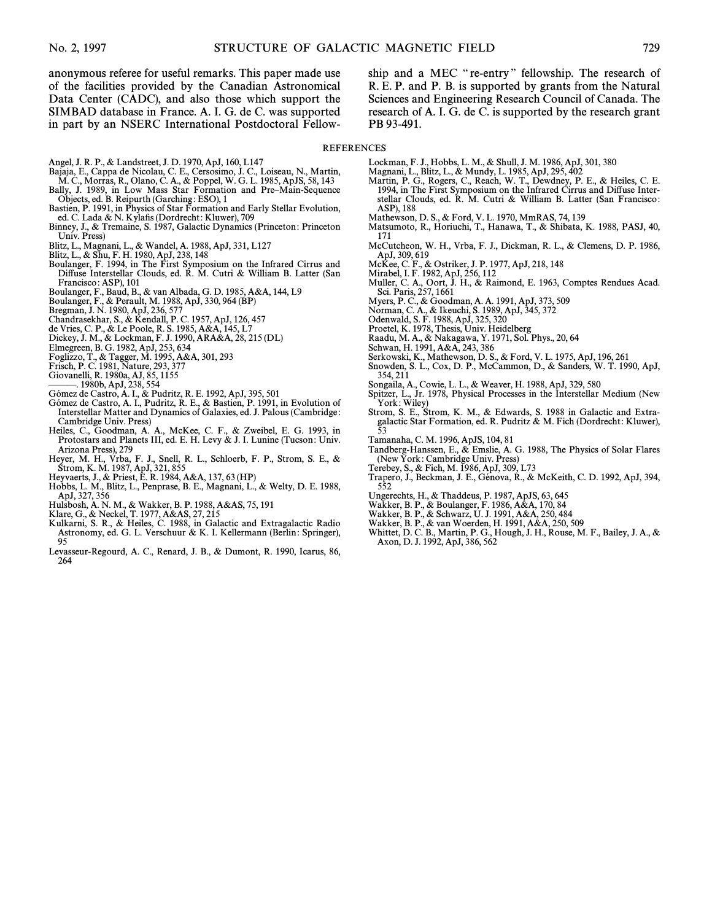anonymous referee for useful remarks. This paper made use of the facilities provided by the Canadian Astronomical Data Center (CADC), and also those which support the SIMBAD database in France. A. I. G. de C. was supported in part by an NSERC International Postdoctoral Fellowship and a MEC "re-entry" fellowship. The research of R. E. P. and P. B. is supported by grants from the Natural Sciences and Engineering Research Council of Canada. The research of A. I. G. de C. is supported by the research grant PB 93-491.

## REFERENCES

Angel, J. R. P., & Landstreet, J. D. 1970, ApJ, 160, L147
Bajaja, E., Cappa de Nicolau, C. E., Cersosimo, J. C., Loiseau, N., Martin, M. C., Morras, R., Olano, C. A., & Poppel, W. G. L. 1985, ApJS, 58, 143
Bally, J. 1989, in Low Mass Star Formation and Pre–Main-Sequence Objects, ed. B. Reipurth (Garching: ESO), 1
Bastien, P. 1991, in Physics of Star Formation and Early Stellar Evolution, ed. C. Lada & N. Kylafis (Dordrecht: Kluwer), 709
Binney, J., & Tremaine, S. 1987, Galactic Dynamics (Princeton: Princeton Univ. Press)
Blitz, L., Magnani, L., & Wandel, A. 1988, ApJ, 331, L127
Blitz, L., & Shu, F. H. 1980, ApJ, 238, 148
Boulanger, F. 1994, in The First Symposium on the Infrared Cirrus and Diffuse Interstellar Clouds, ed. R. M. Cutri & William B. Latter (San Francisco: ASP), 101
Boulanger, F., Baud, B., & van Albada, G. D. 1985, A&A, 144, L9
Boulanger, F., & Perault, M. 1988, ApJ, 330, 964 (BP)
Bregman, J. N. 1980, ApJ, 236, 577
Chandrasekhar, S., & Kendall, P. C. 1957, ApJ, 126, 457
de Vries, C. P., & Le Poole, R. S. 1985, A&A, 145, L7
Dickey, J. M., & Lockman, F. J. 1990, ARA&A, 28, 215 (DL)
Elmegreen, B. G. 1982, ApJ, 253, 634
Foglizzo, T., & Tagger, M. 1995, A&A, 301, 293
Frisch, P. C. 1981, Nature, 293, 377
Giovanelli, R. 1980a, AJ, 85, 1155
———. 1980b, ApJ, 238, 554
Gómez de Castro, A. I., & Pudritz, R. E. 1992, ApJ, 395, 501
Gómez de Castro, A. I., Pudritz, R. E., & Bastien, P. 1991, in Evolution of Interstellar Matter and Dynamics of Galaxies, ed. J. Palous (Cambridge: Cambridge Univ. Press)
Heiles, C., Goodman, A. A., McKee, C. F., & Zweibel, E. G. 1993, in Protostars and Planets III, ed. E. H. Levy & J. I. Lunine (Tucson: Univ. Arizona Press), 279
Heyer, M. H., Vrba, F. J., Snell, R. L., Schloerb, F. P., Strom, S. E., & Strom, K. M. 1987, ApJ, 321, 855
Heyvaerts, J., & Priest, E. R. 1984, A&A, 137, 63 (HP)
Hobbs, L. M., Blitz, L., Penprase, B. E., Magnani, L., & Welty, D. E. 1988, ApJ, 327, 356
Hulsbosh, A. N. M., & Wakker, B. P. 1988, A&AS, 75, 191
Klare, G., & Neckel, T. 1977, A&AS, 27, 215
Kulkarni, S. R., & Heiles, C. 1988, in Galactic and Extragalactic Radio Astronomy, ed. G. L. Verschuur & K. I. Kellermann (Berlin: Springer), 95
Levasseur-Regourd, A. C., Renard, J. B., & Dumont, R. 1990, Icarus, 86, 264
Lockman, F. J., Hobbs, L. M., & Shull, J. M. 1986, ApJ, 301, 380
Magnani, L., Blitz, L., & Mundy, L. 1985, ApJ, 295, 402
Martin, P. G., Rogers, C., Reach, W. T., Dewdney, P. E., & Heiles, C. E. 1994, in The First Symposium on the Infrared Cirrus and Diffuse Interstellar Clouds, ed. R. M. Cutri & William B. Latter (San Francisco: ASP), 188
Mathewson, D. S., & Ford, V. L. 1970, MmRAS, 74, 139
Matsumoto, R., Horiuchi, T., Hanawa, T., & Shibata, K. 1988, PASJ, 40, 171
McCutcheon, W. H., Vrba, F. J., Dickman, R. L., & Clemens, D. P. 1986, ApJ, 309, 619
McKee, C. F., & Ostriker, J. P. 1977, ApJ, 218, 148
Mirabel, I. F. 1982, ApJ, 256, 112
Muller, C. A., Oort, J. H., & Raimond, E. 1963, Comptes Rendues Acad. Sci. Paris, 257, 1661
Myers, P. C., & Goodman, A. A. 1991, ApJ, 373, 509
Norman, C. A., & Ikeuchi, S. 1989, ApJ, 345, 372
Odenwald, S. F. 1988, ApJ, 325, 320
Proetel, K. 1978, Thesis, Univ. Heidelberg
Raadu, M. A., & Nakagawa, Y. 1971, Sol. Phys., 20, 64
Schwan, H. 1991, A&A, 243, 386
Serkowski, K., Mathewson, D. S., & Ford, V. L. 1975, ApJ, 196, 261
Snowden, S. L., Cox, D. P., McCammon, D., & Sanders, W. T. 1990, ApJ, 354, 211
Songaila, A., Cowie, L. L., & Weaver, H. 1988, ApJ, 329, 580
Spitzer, L., Jr. 1978, Physical Processes in the Interstellar Medium (New York: Wiley)
Strom, S. E., Strom, K. M., & Edwards, S. 1988 in Galactic and Extragalactic Star Formation, ed. R. Pudritz & M. Fich (Dordrecht: Kluwer), 53
Tamanaha, C. M. 1996, ApJS, 104, 81
Tandberg-Hanssen, E., & Emslie, A. G. 1988, The Physics of Solar Flares (New York: Cambridge Univ. Press)
Terebey, S., & Fich, M. 1986, ApJ, 309, L73
Trapero, J., Beckman, J. E., Génova, R., & McKeith, C. D. 1992, ApJ, 394, 552
Ungerechts, H., & Thaddeus, P. 1987, ApJS, 63, 645
Wakker, B. P., & Boulanger, F. 1986, A&A, 170, 84
Wakker, B. P., & Schwarz, U. J. 1991, A&A, 250, 484
Wakker, B. P., & van Woerden, H. 1991, A&A, 250, 509
Whittet, D. C. B., Martin, P. G., Hough, J. H., Rouse, M. F., Bailey, J. A., & Axon, D. J. 1992, ApJ, 386, 562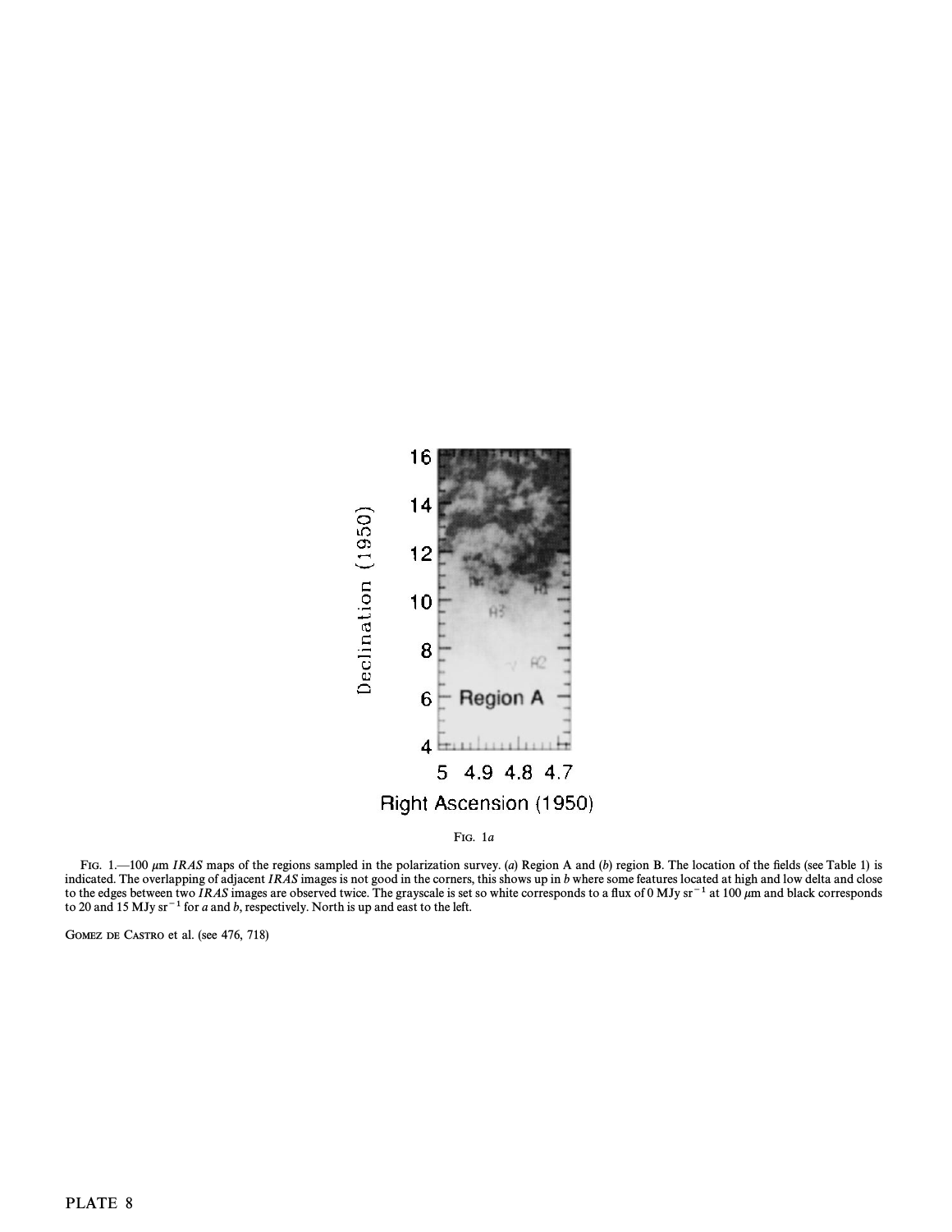Fig. 1*a*

Fig. 1.—100 $\mu$m *IRAS* maps of the regions sampled in the polarization survey. (*a*) Region A and (*b*) region B. The location of the fields (see Table 1) is indicated. The overlapping of adjacent *IRAS* images is not good in the corners, this shows up in *b* where some features located at high and low delta and close to the edges between two *IRAS* images are observed twice. The grayscale is set so white corresponds to a flux of 0 MJy sr$^{-1}$ at 100 $\mu$m and black corresponds to 20 and 15 MJy sr$^{-1}$ for *a* and *b*, respectively. North is up and east to the left.

Gomez de Castro et al. (see 476, 718)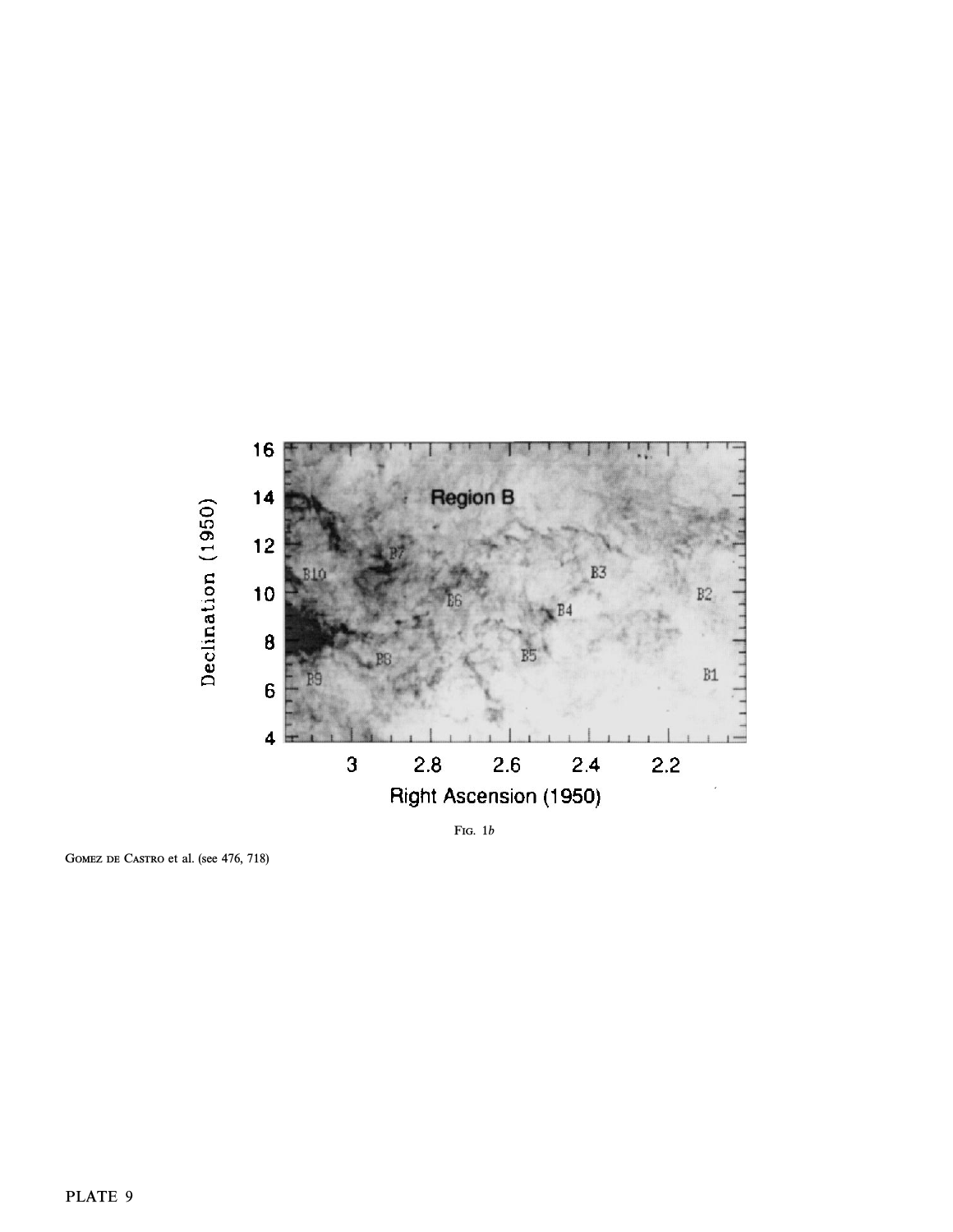Region B

16
14
12
10
8
6
4

Declination (1950)

3
2.8
2.6
2.4
2.2

Right Ascension (1950)

B10
B7
B6
B3
B4
B2
B5
B8
B9
B1

FIG. 1b

GOMEZ DE CASTRO et al. (see 476, 718)